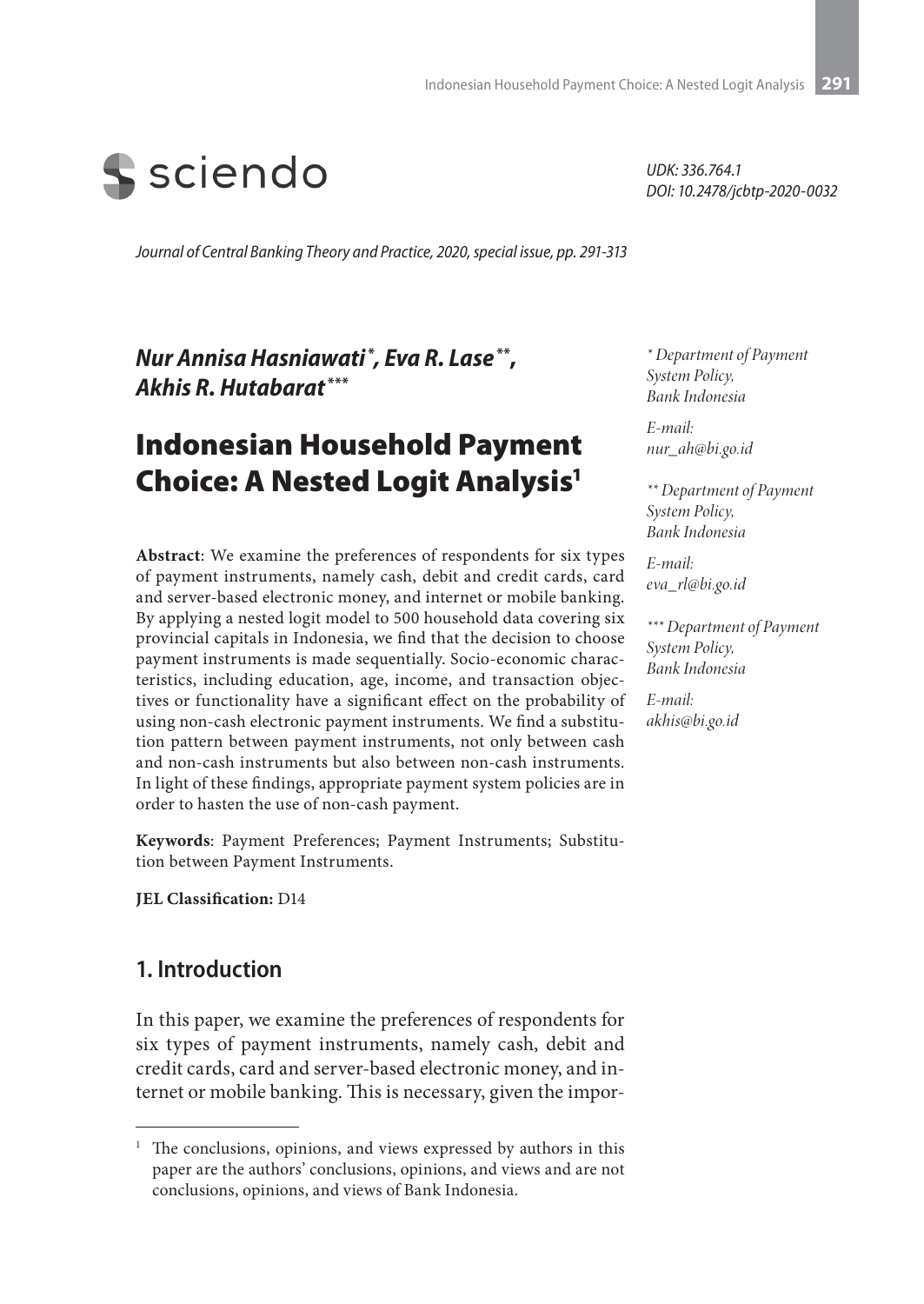sciendo

*UDK: 336.764.1*
*DOI: 10.2478/jcbtp-2020-0032*

*Journal of Central Banking Theory and Practice, 2020, special issue, pp. 291-313*

***Nur Annisa Hasniawati*[*], Eva R. Lase*[**], Akhis R. Hutabarat*[***]***

*[*] Department of Payment System Policy, Bank Indonesia*

*E-mail: nur_ah@bi.go.id*

*[**] Department of Payment System Policy, Bank Indonesia*

*E-mail: eva_rl@bi.go.id*

*[***] Department of Payment System Policy, Bank Indonesia*

*E-mail: akhis@bi.go.id*

# Indonesian Household Payment Choice: A Nested Logit Analysis[1]

**Abstract**: We examine the preferences of respondents for six types of payment instruments, namely cash, debit and credit cards, card and server-based electronic money, and internet or mobile banking. By applying a nested logit model to 500 household data covering six provincial capitals in Indonesia, we find that the decision to choose payment instruments is made sequentially. Socio-economic characteristics, including education, age, income, and transaction objectives or functionality have a significant effect on the probability of using non-cash electronic payment instruments. We find a substitution pattern between payment instruments, not only between cash and non-cash instruments but also between non-cash instruments. In light of these findings, appropriate payment system policies are in order to hasten the use of non-cash payment.

**Keywords**: Payment Preferences; Payment Instruments; Substitution between Payment Instruments.

**JEL Classification:** D14

## 1. Introduction

In this paper, we examine the preferences of respondents for six types of payment instruments, namely cash, debit and credit cards, card and server-based electronic money, and internet or mobile banking. This is necessary, given the impor-

[1] The conclusions, opinions, and views expressed by authors in this paper are the authors' conclusions, opinions, and views and are not conclusions, opinions, and views of Bank Indonesia.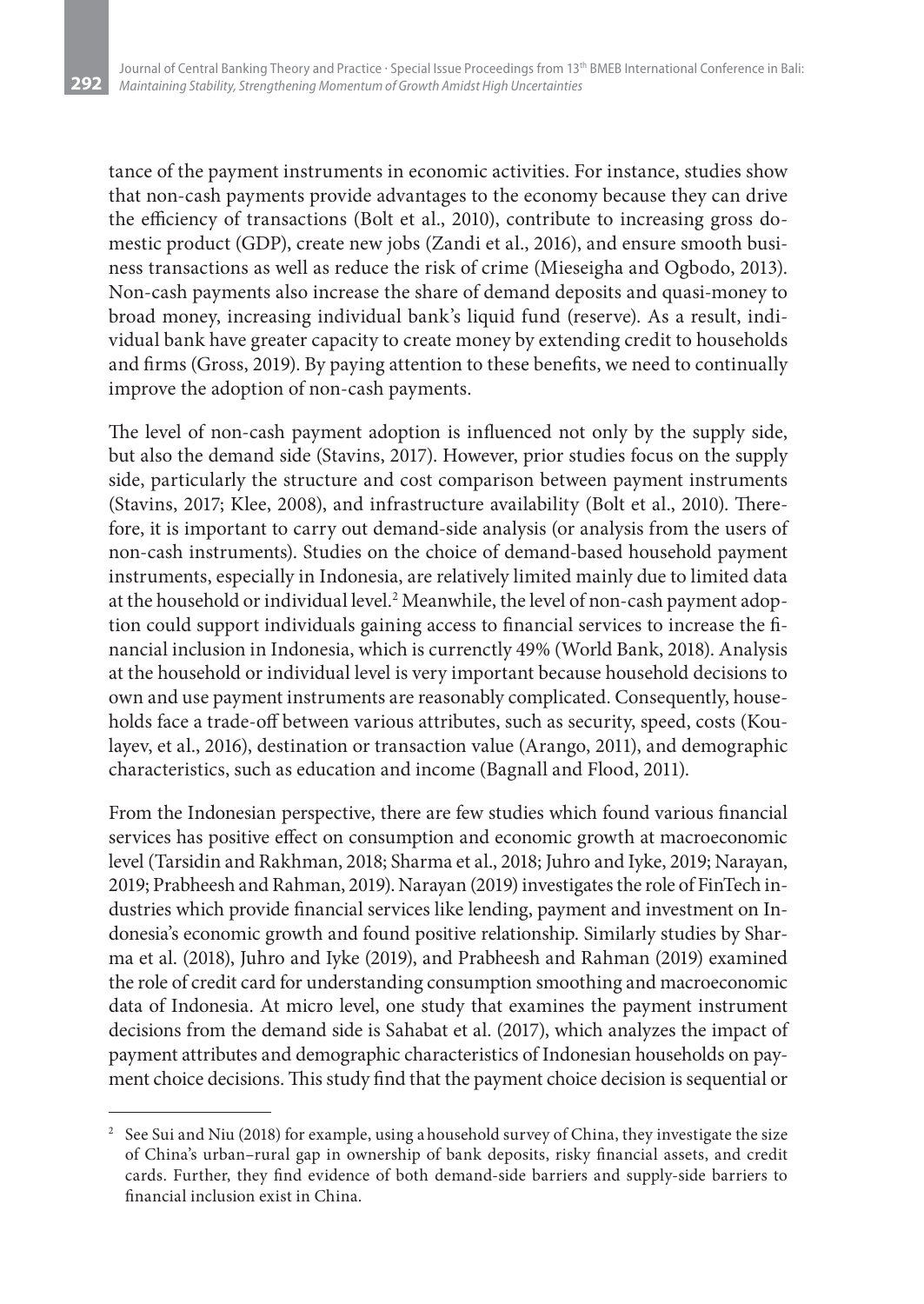tance of the payment instruments in economic activities. For instance, studies show that non-cash payments provide advantages to the economy because they can drive the efficiency of transactions (Bolt et al., 2010), contribute to increasing gross domestic product (GDP), create new jobs (Zandi et al., 2016), and ensure smooth business transactions as well as reduce the risk of crime (Mieseigha and Ogbodo, 2013). Non-cash payments also increase the share of demand deposits and quasi-money to broad money, increasing individual bank's liquid fund (reserve). As a result, individual bank have greater capacity to create money by extending credit to households and firms (Gross, 2019). By paying attention to these benefits, we need to continually improve the adoption of non-cash payments.

The level of non-cash payment adoption is influenced not only by the supply side, but also the demand side (Stavins, 2017). However, prior studies focus on the supply side, particularly the structure and cost comparison between payment instruments (Stavins, 2017; Klee, 2008), and infrastructure availability (Bolt et al., 2010). Therefore, it is important to carry out demand-side analysis (or analysis from the users of non-cash instruments). Studies on the choice of demand-based household payment instruments, especially in Indonesia, are relatively limited mainly due to limited data at the household or individual level.[2] Meanwhile, the level of non-cash payment adoption could support individuals gaining access to financial services to increase the financial inclusion in Indonesia, which is currenctly 49% (World Bank, 2018). Analysis at the household or individual level is very important because household decisions to own and use payment instruments are reasonably complicated. Consequently, households face a trade-off between various attributes, such as security, speed, costs (Koulayev, et al., 2016), destination or transaction value (Arango, 2011), and demographic characteristics, such as education and income (Bagnall and Flood, 2011).

From the Indonesian perspective, there are few studies which found various financial services has positive effect on consumption and economic growth at macroeconomic level (Tarsidin and Rakhman, 2018; Sharma et al., 2018; Juhro and Iyke, 2019; Narayan, 2019; Prabheesh and Rahman, 2019). Narayan (2019) investigates the role of FinTech industries which provide financial services like lending, payment and investment on Indonesia's economic growth and found positive relationship. Similarly studies by Sharma et al. (2018), Juhro and Iyke (2019), and Prabheesh and Rahman (2019) examined the role of credit card for understanding consumption smoothing and macroeconomic data of Indonesia. At micro level, one study that examines the payment instrument decisions from the demand side is Sahabat et al. (2017), which analyzes the impact of payment attributes and demographic characteristics of Indonesian households on payment choice decisions. This study find that the payment choice decision is sequential or

---

[2] See Sui and Niu (2018) for example, using a household survey of China, they investigate the size of China's urban–rural gap in ownership of bank deposits, risky financial assets, and credit cards. Further, they find evidence of both demand-side barriers and supply-side barriers to financial inclusion exist in China.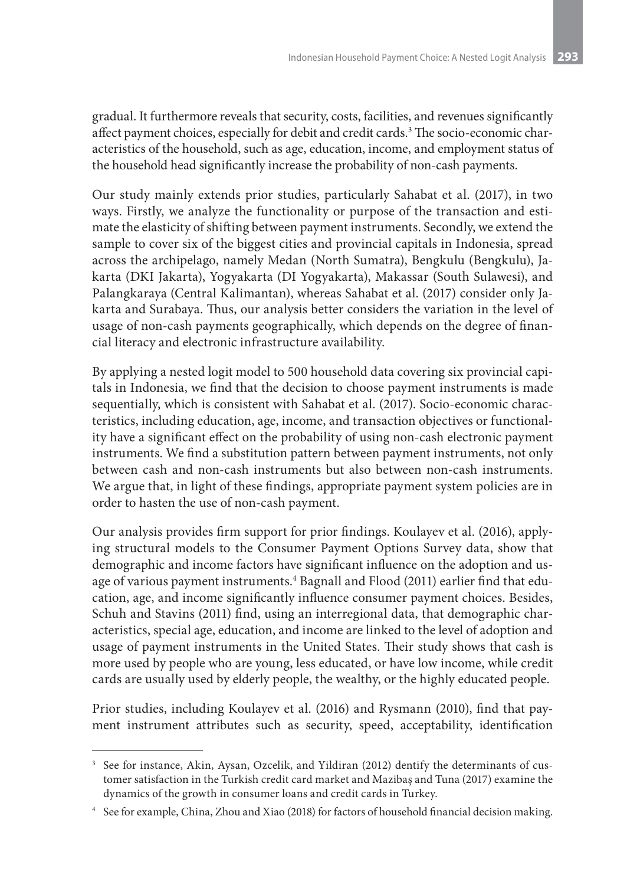gradual. It furthermore reveals that security, costs, facilities, and revenues significantly affect payment choices, especially for debit and credit cards.[3] The socio-economic characteristics of the household, such as age, education, income, and employment status of the household head significantly increase the probability of non-cash payments.

Our study mainly extends prior studies, particularly Sahabat et al. (2017), in two ways. Firstly, we analyze the functionality or purpose of the transaction and estimate the elasticity of shifting between payment instruments. Secondly, we extend the sample to cover six of the biggest cities and provincial capitals in Indonesia, spread across the archipelago, namely Medan (North Sumatra), Bengkulu (Bengkulu), Jakarta (DKI Jakarta), Yogyakarta (DI Yogyakarta), Makassar (South Sulawesi), and Palangkaraya (Central Kalimantan), whereas Sahabat et al. (2017) consider only Jakarta and Surabaya. Thus, our analysis better considers the variation in the level of usage of non-cash payments geographically, which depends on the degree of financial literacy and electronic infrastructure availability.

By applying a nested logit model to 500 household data covering six provincial capitals in Indonesia, we find that the decision to choose payment instruments is made sequentially, which is consistent with Sahabat et al. (2017). Socio-economic characteristics, including education, age, income, and transaction objectives or functionality have a significant effect on the probability of using non-cash electronic payment instruments. We find a substitution pattern between payment instruments, not only between cash and non-cash instruments but also between non-cash instruments. We argue that, in light of these findings, appropriate payment system policies are in order to hasten the use of non-cash payment.

Our analysis provides firm support for prior findings. Koulayev et al. (2016), applying structural models to the Consumer Payment Options Survey data, show that demographic and income factors have significant influence on the adoption and usage of various payment instruments.[4] Bagnall and Flood (2011) earlier find that education, age, and income significantly influence consumer payment choices. Besides, Schuh and Stavins (2011) find, using an interregional data, that demographic characteristics, special age, education, and income are linked to the level of adoption and usage of payment instruments in the United States. Their study shows that cash is more used by people who are young, less educated, or have low income, while credit cards are usually used by elderly people, the wealthy, or the highly educated people.

Prior studies, including Koulayev et al. (2016) and Rysmann (2010), find that payment instrument attributes such as security, speed, acceptability, identification

---

[3] See for instance, Akin, Aysan, Ozcelik, and Yildiran (2012) dentify the determinants of customer satisfaction in the Turkish credit card market and Mazibaş and Tuna (2017) examine the dynamics of the growth in consumer loans and credit cards in Turkey.

[4] See for example, China, Zhou and Xiao (2018) for factors of household financial decision making.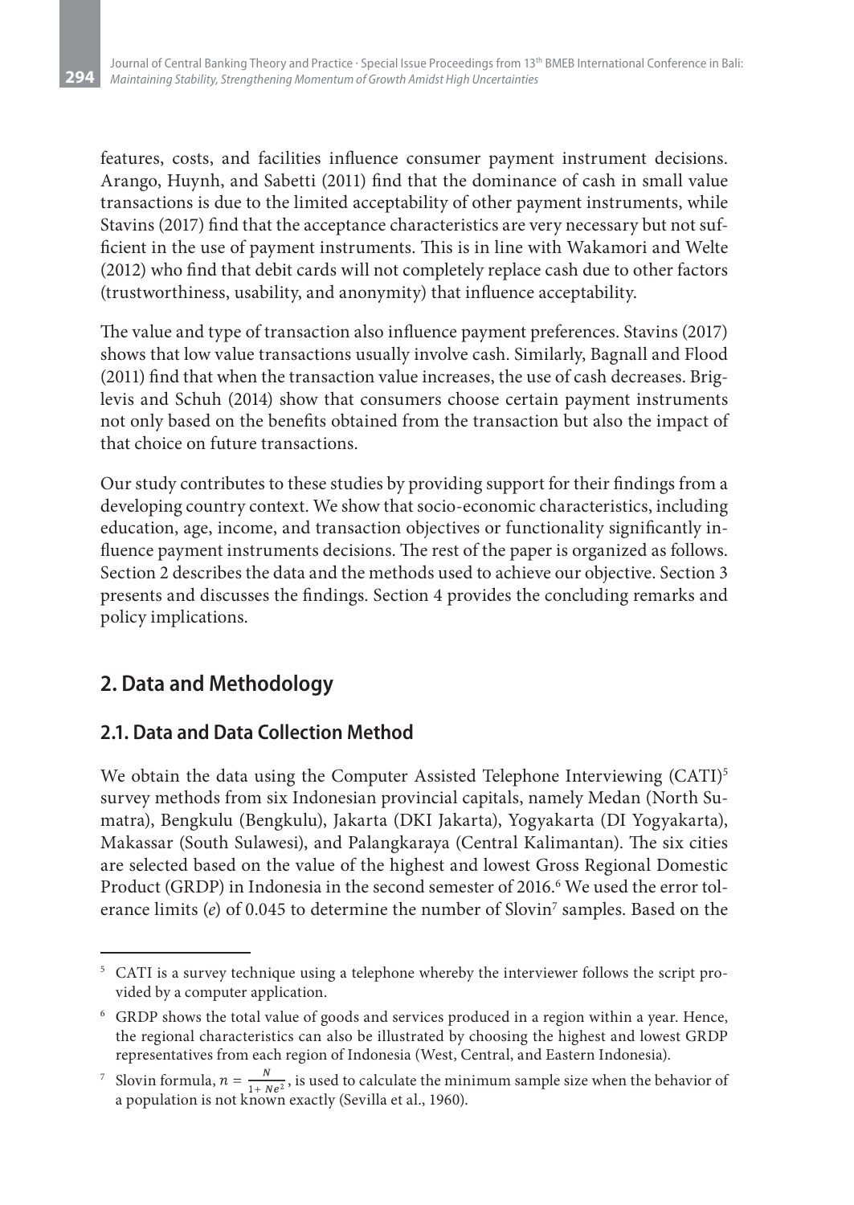features, costs, and facilities influence consumer payment instrument decisions. Arango, Huynh, and Sabetti (2011) find that the dominance of cash in small value transactions is due to the limited acceptability of other payment instruments, while Stavins (2017) find that the acceptance characteristics are very necessary but not sufficient in the use of payment instruments. This is in line with Wakamori and Welte (2012) who find that debit cards will not completely replace cash due to other factors (trustworthiness, usability, and anonymity) that influence acceptability.

The value and type of transaction also influence payment preferences. Stavins (2017) shows that low value transactions usually involve cash. Similarly, Bagnall and Flood (2011) find that when the transaction value increases, the use of cash decreases. Briglevis and Schuh (2014) show that consumers choose certain payment instruments not only based on the benefits obtained from the transaction but also the impact of that choice on future transactions.

Our study contributes to these studies by providing support for their findings from a developing country context. We show that socio-economic characteristics, including education, age, income, and transaction objectives or functionality significantly influence payment instruments decisions. The rest of the paper is organized as follows. Section 2 describes the data and the methods used to achieve our objective. Section 3 presents and discusses the findings. Section 4 provides the concluding remarks and policy implications.

## 2. Data and Methodology

### 2.1. Data and Data Collection Method

We obtain the data using the Computer Assisted Telephone Interviewing (CATI)[5] survey methods from six Indonesian provincial capitals, namely Medan (North Sumatra), Bengkulu (Bengkulu), Jakarta (DKI Jakarta), Yogyakarta (DI Yogyakarta), Makassar (South Sulawesi), and Palangkaraya (Central Kalimantan). The six cities are selected based on the value of the highest and lowest Gross Regional Domestic Product (GRDP) in Indonesia in the second semester of 2016.[6] We used the error tolerance limits (*e*) of 0.045 to determine the number of Slovin[7] samples. Based on the

---

[5] CATI is a survey technique using a telephone whereby the interviewer follows the script provided by a computer application.

[6] GRDP shows the total value of goods and services produced in a region within a year. Hence, the regional characteristics can also be illustrated by choosing the highest and lowest GRDP representatives from each region of Indonesia (West, Central, and Eastern Indonesia).

[7] Slovin formula, $n = \frac{N}{1 + Ne^2}$, is used to calculate the minimum sample size when the behavior of a population is not known exactly (Sevilla et al., 1960).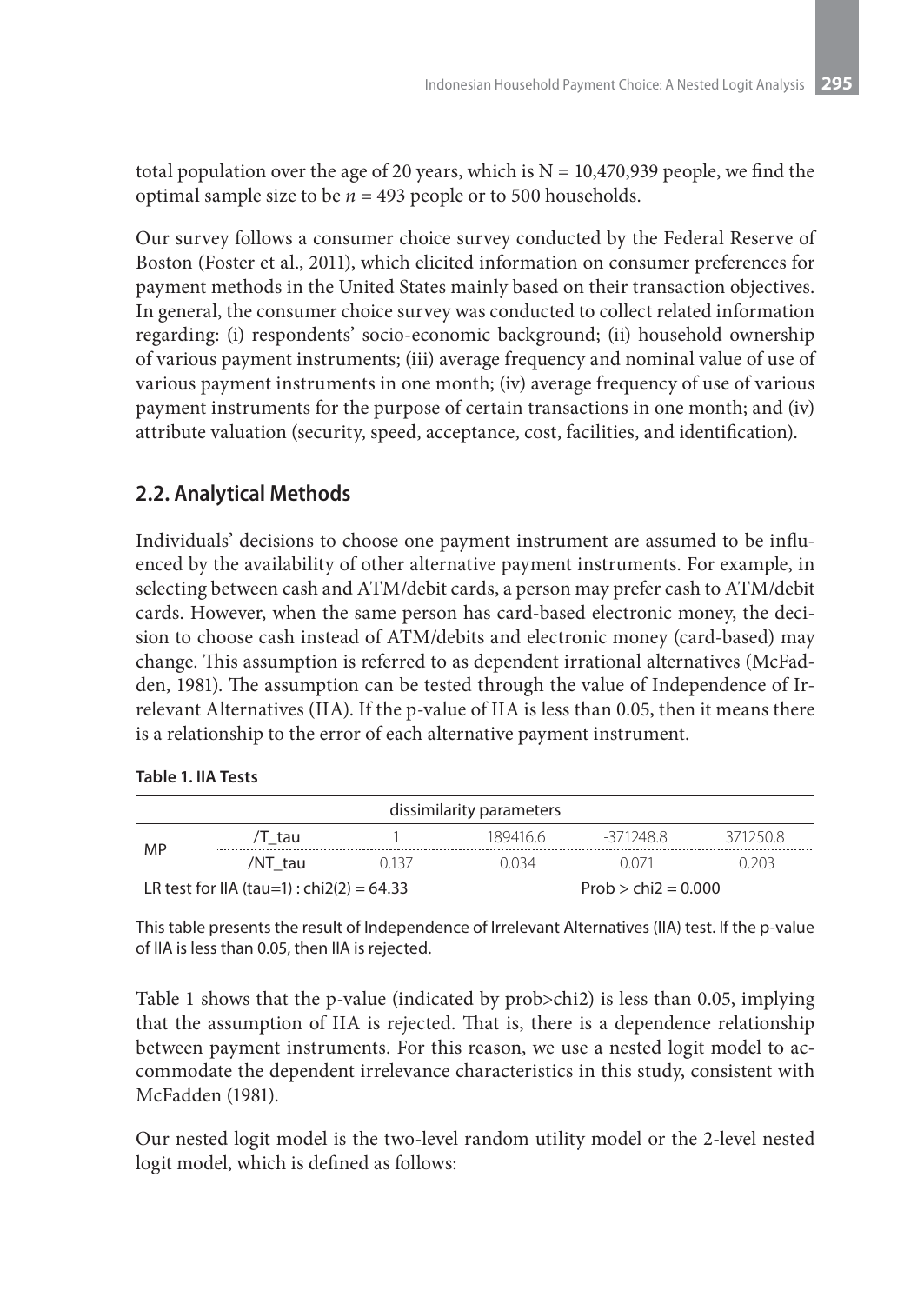total population over the age of 20 years, which is N = 10,470,939 people, we find the optimal sample size to be $n$ = 493 people or to 500 households.

Our survey follows a consumer choice survey conducted by the Federal Reserve of Boston (Foster et al., 2011), which elicited information on consumer preferences for payment methods in the United States mainly based on their transaction objectives. In general, the consumer choice survey was conducted to collect related information regarding: (i) respondents' socio-economic background; (ii) household ownership of various payment instruments; (iii) average frequency and nominal value of use of various payment instruments in one month; (iv) average frequency of use of various payment instruments for the purpose of certain transactions in one month; and (iv) attribute valuation (security, speed, acceptance, cost, facilities, and identification).

## 2.2. Analytical Methods

Individuals' decisions to choose one payment instrument are assumed to be influenced by the availability of other alternative payment instruments. For example, in selecting between cash and ATM/debit cards, a person may prefer cash to ATM/debit cards. However, when the same person has card-based electronic money, the decision to choose cash instead of ATM/debits and electronic money (card-based) may change. This assumption is referred to as dependent irrational alternatives (McFadden, 1981). The assumption can be tested through the value of Independence of Irrelevant Alternatives (IIA). If the p-value of IIA is less than 0.05, then it means there is a relationship to the error of each alternative payment instrument.

**Table 1. IIA Tests**

| dissimilarity parameters | | | | | |
|---|---|---|---|---|---|
| MP | /T_tau | 1 | 189416.6 | -371248.8 | 371250.8 |
| | /NT_tau | 0.137 | 0.034 | 0.071 | 0.203 |
| LR test for IIA (tau=1) : chi2(2) = 64.33 | | | Prob > chi2 = 0.000 | | |

This table presents the result of Independence of Irrelevant Alternatives (IIA) test. If the p-value of IIA is less than 0.05, then IIA is rejected.

Table 1 shows that the p-value (indicated by prob>chi2) is less than 0.05, implying that the assumption of IIA is rejected. That is, there is a dependence relationship between payment instruments. For this reason, we use a nested logit model to accommodate the dependent irrelevance characteristics in this study, consistent with McFadden (1981).

Our nested logit model is the two-level random utility model or the 2-level nested logit model, which is defined as follows: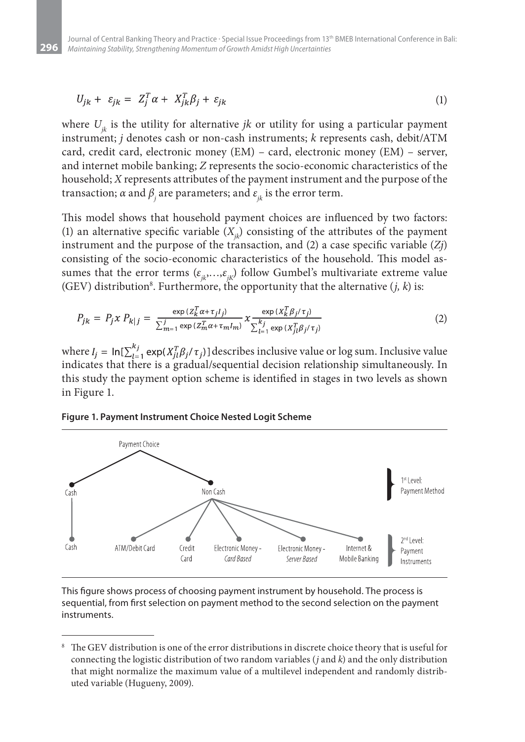$$U_{jk} + \varepsilon_{jk} = Z_j^T \alpha + X_{jk}^T \beta_j + \varepsilon_{jk} \tag{1}$$

where $U_{jk}$ is the utility for alternative *jk* or utility for using a particular payment instrument; *j* denotes cash or non-cash instruments; *k* represents cash, debit/ATM card, credit card, electronic money (EM) – card, electronic money (EM) – server, and internet mobile banking; *Z* represents the socio-economic characteristics of the household; *X* represents attributes of the payment instrument and the purpose of the transaction; $\alpha$ and $\beta_j$ are parameters; and $\varepsilon_{jk}$ is the error term.

This model shows that household payment choices are influenced by two factors: (1) an alternative specific variable ($X_{jk}$) consisting of the attributes of the payment instrument and the purpose of the transaction, and (2) a case specific variable ($Zj$) consisting of the socio-economic characteristics of the household. This model assumes that the error terms ($\varepsilon_{jk},\ldots,\varepsilon_{jK}$) follow Gumbel's multivariate extreme value (GEV) distribution[8]. Furthermore, the opportunity that the alternative ($j$, $k$) is:

$$P_{jk} = P_j x \, P_{k|j} = \frac{\exp\left(Z_k^T \alpha + \tau_j I_j\right)}{\sum_{m=1}^{j} \exp\left(Z_m^T \alpha + \tau_m I_m\right)} x \frac{\exp\left(X_k^T \beta_j / \tau_j\right)}{\sum_{l=1}^{k_j} \exp\left(X_{jl}^T \beta_j / \tau_j\right)} \tag{2}$$

where $I_j = \ln[\sum_{l=1}^{k_j} \exp(X_{jl}^T \beta_j / \tau_j)]$ describes inclusive value or log sum. Inclusive value indicates that there is a gradual/sequential decision relationship simultaneously. In this study the payment option scheme is identified in stages in two levels as shown in Figure 1.

**Figure 1. Payment Instrument Choice Nested Logit Scheme**

This figure shows process of choosing payment instrument by household. The process is sequential, from first selection on payment method to the second selection on the payment instruments.

[8] The GEV distribution is one of the error distributions in discrete choice theory that is useful for connecting the logistic distribution of two random variables (*j* and *k*) and the only distribution that might normalize the maximum value of a multilevel independent and randomly distributed variable (Hugueny, 2009).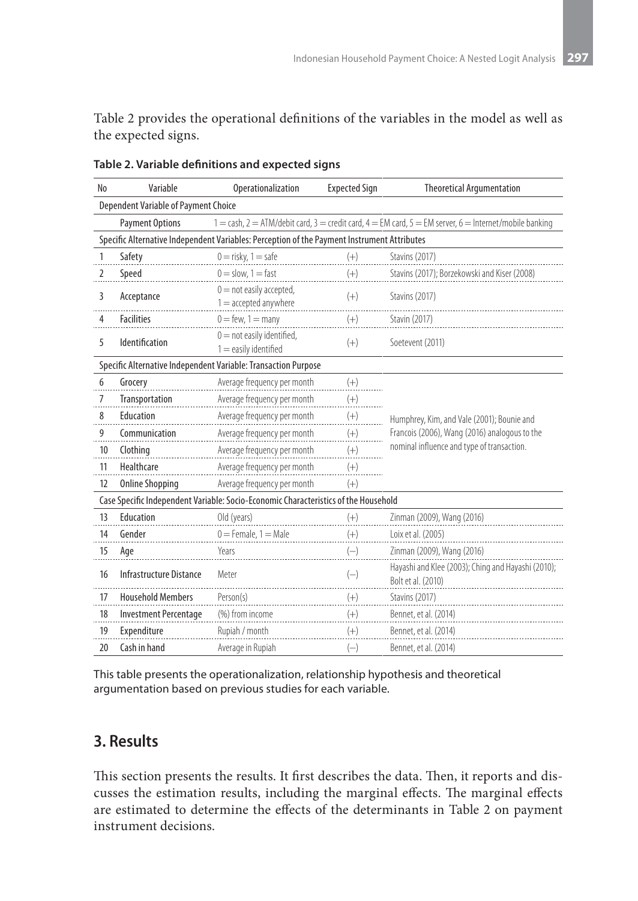Table 2 provides the operational definitions of the variables in the model as well as the expected signs.

**Table 2. Variable definitions and expected signs**

| No | Variable | Operationalization | Expected Sign | Theoretical Argumentation |
|---|---|---|---|---|
| Dependent Variable of Payment Choice | | | | |
| | Payment Options | 1 = cash, 2 = ATM/debit card, 3 = credit card, 4 = EM card, 5 = EM server, 6 = Internet/mobile banking | | |
| Specific Alternative Independent Variables: Perception of the Payment Instrument Attributes | | | | |
| 1 | Safety | 0 = risky, 1 = safe | (+) | Stavins (2017) |
| 2 | Speed | 0 = slow, 1 = fast | (+) | Stavins (2017); Borzekowski and Kiser (2008) |
| 3 | Acceptance | 0 = not easily accepted, 1 = accepted anywhere | (+) | Stavins (2017) |
| 4 | Facilities | 0 = few, 1 = many | (+) | Stavin (2017) |
| 5 | Identification | 0 = not easily identified, 1 = easily identified | (+) | Soetevent (2011) |
| Specific Alternative Independent Variable: Transaction Purpose | | | | |
| 6 | Grocery | Average frequency per month | (+) | Humphrey, Kim, and Vale (2001); Bounie and Francois (2006), Wang (2016) analogous to the nominal influence and type of transaction. |
| 7 | Transportation | Average frequency per month | (+) | |
| 8 | Education | Average frequency per month | (+) | |
| 9 | Communication | Average frequency per month | (+) | |
| 10 | Clothing | Average frequency per month | (+) | |
| 11 | Healthcare | Average frequency per month | (+) | |
| 12 | Online Shopping | Average frequency per month | (+) | |
| Case Specific Independent Variable: Socio-Economic Characteristics of the Household | | | | |
| 13 | Education | Old (years) | (+) | Zinman (2009), Wang (2016) |
| 14 | Gender | 0 = Female, 1 = Male | (+) | Loix et al. (2005) |
| 15 | Age | Years | (–) | Zinman (2009), Wang (2016) |
| 16 | Infrastructure Distance | Meter | (–) | Hayashi and Klee (2003); Ching and Hayashi (2010); Bolt et al. (2010) |
| 17 | Household Members | Person(s) | (+) | Stavins (2017) |
| 18 | Investment Percentage | (%) from income | (+) | Bennet, et al. (2014) |
| 19 | Expenditure | Rupiah / month | (+) | Bennet, et al. (2014) |
| 20 | Cash in hand | Average in Rupiah | (–) | Bennet, et al. (2014) |

This table presents the operationalization, relationship hypothesis and theoretical argumentation based on previous studies for each variable.

## 3. Results

This section presents the results. It first describes the data. Then, it reports and discusses the estimation results, including the marginal effects. The marginal effects are estimated to determine the effects of the determinants in Table 2 on payment instrument decisions.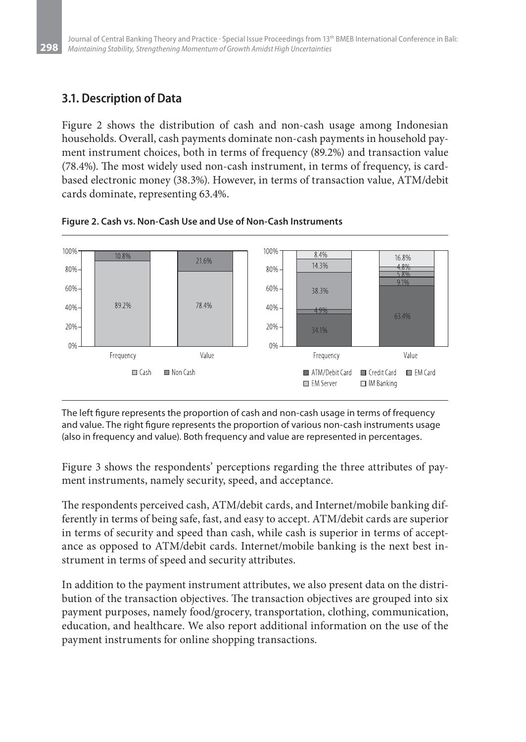### 3.1. Description of Data

Figure 2 shows the distribution of cash and non-cash usage among Indonesian households. Overall, cash payments dominate non-cash payments in household payment instrument choices, both in terms of frequency (89.2%) and transaction value (78.4%). The most widely used non-cash instrument, in terms of frequency, is card-based electronic money (38.3%). However, in terms of transaction value, ATM/debit cards dominate, representing 63.4%.

**Figure 2. Cash vs. Non-Cash Use and Use of Non-Cash Instruments**

The left figure represents the proportion of cash and non-cash usage in terms of frequency and value. The right figure represents the proportion of various non-cash instruments usage (also in frequency and value). Both frequency and value are represented in percentages.

Figure 3 shows the respondents' perceptions regarding the three attributes of payment instruments, namely security, speed, and acceptance.

The respondents perceived cash, ATM/debit cards, and Internet/mobile banking differently in terms of being safe, fast, and easy to accept. ATM/debit cards are superior in terms of security and speed than cash, while cash is superior in terms of acceptance as opposed to ATM/debit cards. Internet/mobile banking is the next best instrument in terms of speed and security attributes.

In addition to the payment instrument attributes, we also present data on the distribution of the transaction objectives. The transaction objectives are grouped into six payment purposes, namely food/grocery, transportation, clothing, communication, education, and healthcare. We also report additional information on the use of the payment instruments for online shopping transactions.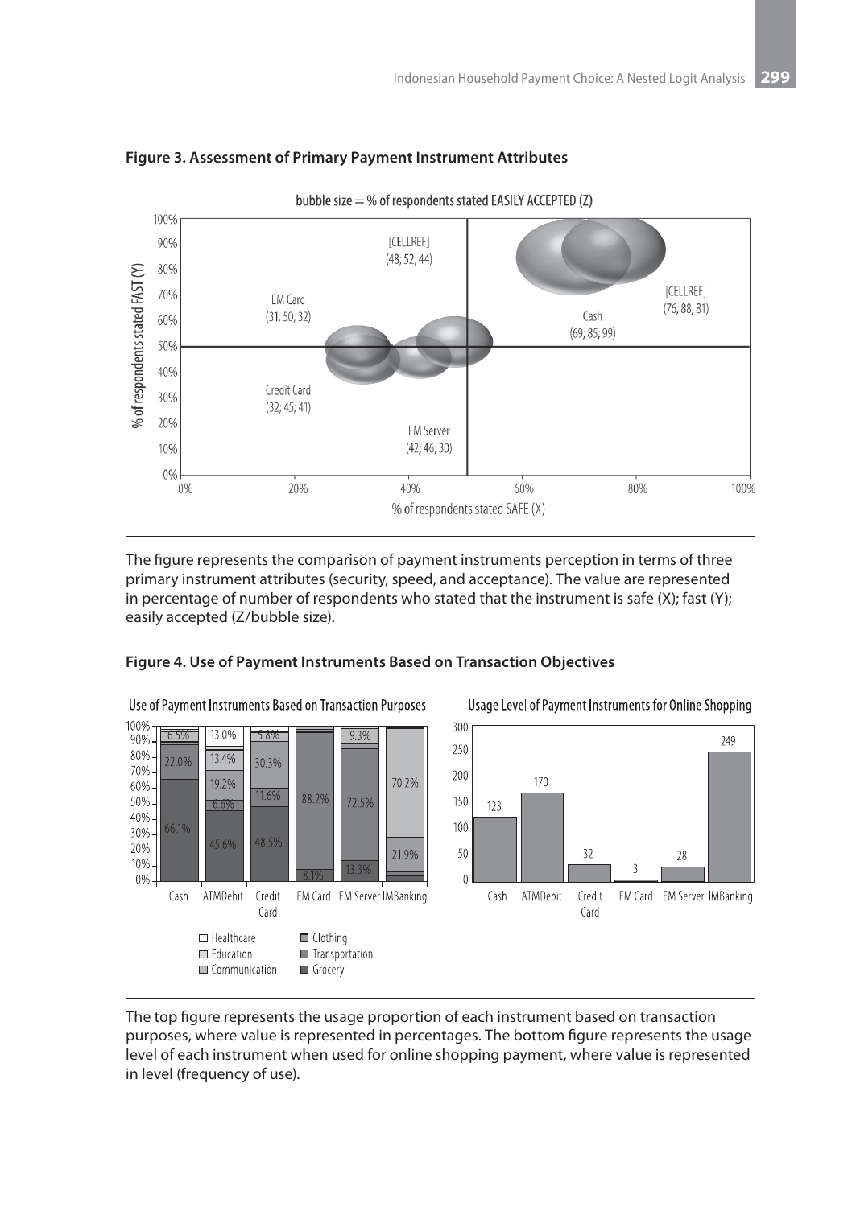**Figure 3. Assessment of Primary Payment Instrument Attributes**

bubble size = % of respondents stated EASILY ACCEPTED (Z)

% of respondents stated FAST (Y)

% of respondents stated SAFE (X)

[CELLREF] (48; 52; 44)

EM Card (31; 50; 32)

[CELLREF] (76; 88; 81)

Cash (69; 85; 99)

Credit Card (32; 45; 41)

EM Server (42; 46; 30)

The figure represents the comparison of payment instruments perception in terms of three primary instrument attributes (security, speed, and acceptance). The value are represented in percentage of number of respondents who stated that the instrument is safe (X); fast (Y); easily accepted (Z/bubble size).

**Figure 4. Use of Payment Instruments Based on Transaction Objectives**

Use of Payment Instruments Based on Transaction Purposes

| | Cash | ATMDebit | Credit Card | EM Card | EM Server | IMBanking |
|---|---|---|---|---|---|---|
| Healthcare | 6.5% | 13.0% | 5.8% | | 9.3% | |
| Education | | 13.4% | 30.3% | | | 70.2% |
| Communication | 22.0% | 19.2% | 11.6% | | | 21.9% |
| Clothing | | 6.6% | | | | |
| Transportation | | | | 88.2% | 72.5% | |
| Grocery | 66.1% | 45.6% | 48.5% | 8.1% | 13.3% | |

Legend: Healthcare, Education, Communication, Clothing, Transportation, Grocery

Usage Level of Payment Instruments for Online Shopping

| Cash | ATMDebit | Credit Card | EM Card | EM Server | IMBanking |
|---|---|---|---|---|---|
| 123 | 170 | 32 | 3 | 28 | 249 |

The top figure represents the usage proportion of each instrument based on transaction purposes, where value is represented in percentages. The bottom figure represents the usage level of each instrument when used for online shopping payment, where value is represented in level (frequency of use).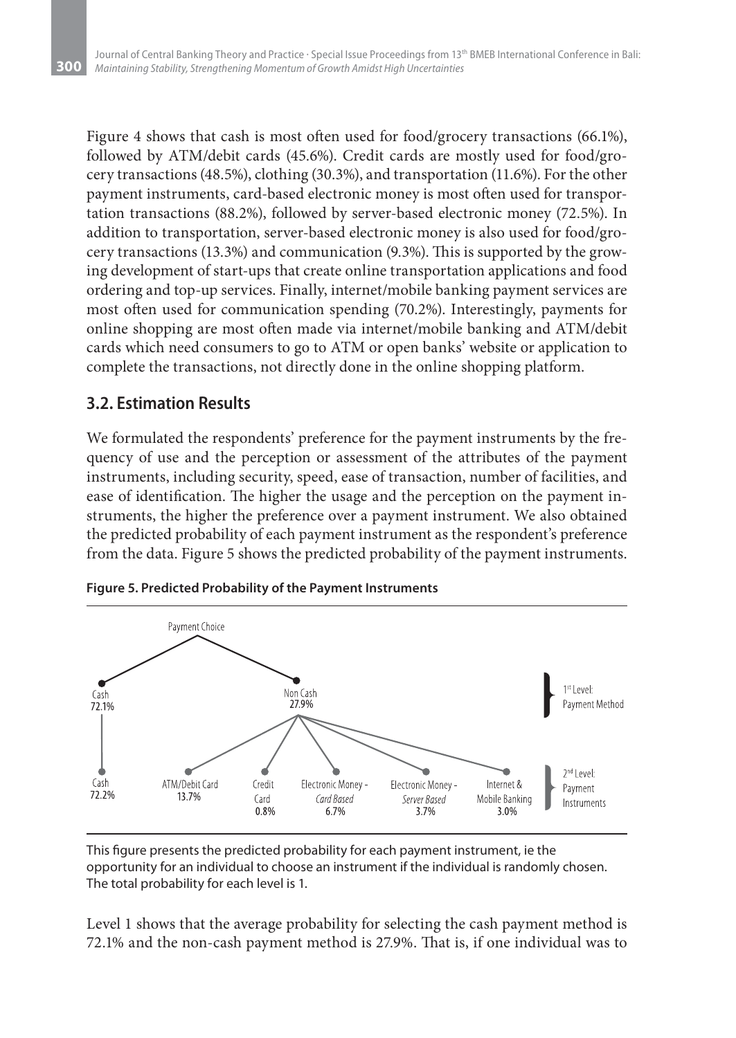Figure 4 shows that cash is most often used for food/grocery transactions (66.1%), followed by ATM/debit cards (45.6%). Credit cards are mostly used for food/grocery transactions (48.5%), clothing (30.3%), and transportation (11.6%). For the other payment instruments, card-based electronic money is most often used for transportation transactions (88.2%), followed by server-based electronic money (72.5%). In addition to transportation, server-based electronic money is also used for food/grocery transactions (13.3%) and communication (9.3%). This is supported by the growing development of start-ups that create online transportation applications and food ordering and top-up services. Finally, internet/mobile banking payment services are most often used for communication spending (70.2%). Interestingly, payments for online shopping are most often made via internet/mobile banking and ATM/debit cards which need consumers to go to ATM or open banks' website or application to complete the transactions, not directly done in the online shopping platform.

## 3.2. Estimation Results

We formulated the respondents' preference for the payment instruments by the frequency of use and the perception or assessment of the attributes of the payment instruments, including security, speed, ease of transaction, number of facilities, and ease of identification. The higher the usage and the perception on the payment instruments, the higher the preference over a payment instrument. We also obtained the predicted probability of each payment instrument as the respondent's preference from the data. Figure 5 shows the predicted probability of the payment instruments.

**Figure 5. Predicted Probability of the Payment Instruments**

Payment Choice

1st Level: Payment Method
- Cash 72.1%
- Non Cash 27.9%

2nd Level: Payment Instruments
- Cash 72.2%
- ATM/Debit Card 13.7%
- Credit Card 0.8%
- Electronic Money - *Card Based* 6.7%
- Electronic Money - *Server Based* 3.7%
- Internet & Mobile Banking 3.0%

This figure presents the predicted probability for each payment instrument, ie the opportunity for an individual to choose an instrument if the individual is randomly chosen. The total probability for each level is 1.

Level 1 shows that the average probability for selecting the cash payment method is 72.1% and the non-cash payment method is 27.9%. That is, if one individual was to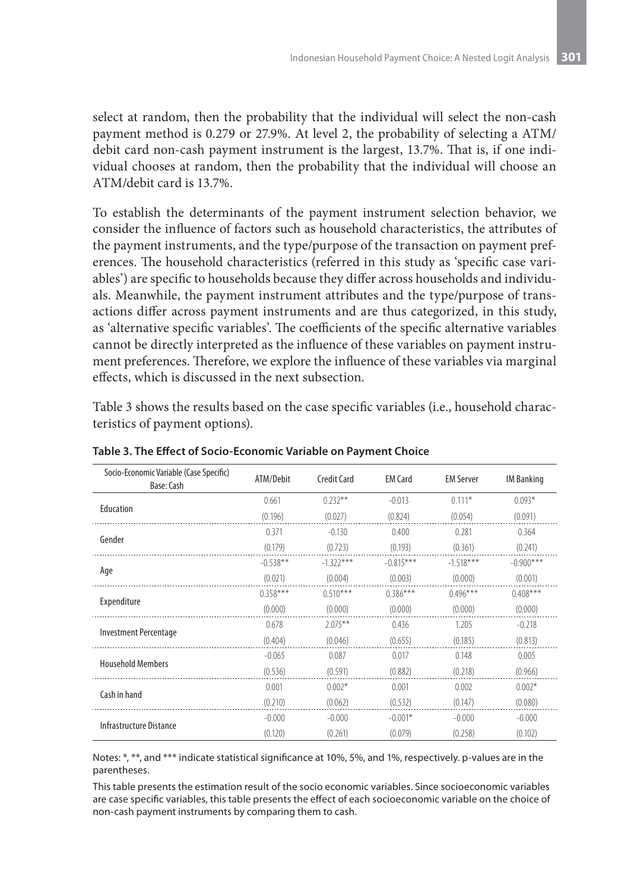select at random, then the probability that the individual will select the non-cash payment method is 0.279 or 27.9%. At level 2, the probability of selecting a ATM/ debit card non-cash payment instrument is the largest, 13.7%. That is, if one individual chooses at random, then the probability that the individual will choose an ATM/debit card is 13.7%.

To establish the determinants of the payment instrument selection behavior, we consider the influence of factors such as household characteristics, the attributes of the payment instruments, and the type/purpose of the transaction on payment preferences. The household characteristics (referred in this study as 'specific case variables') are specific to households because they differ across households and individuals. Meanwhile, the payment instrument attributes and the type/purpose of transactions differ across payment instruments and are thus categorized, in this study, as 'alternative specific variables'. The coefficients of the specific alternative variables cannot be directly interpreted as the influence of these variables on payment instrument preferences. Therefore, we explore the influence of these variables via marginal effects, which is discussed in the next subsection.

Table 3 shows the results based on the case specific variables (i.e., household characteristics of payment options).

**Table 3. The Effect of Socio-Economic Variable on Payment Choice**

| Socio-Economic Variable (Case Specific) Base: Cash | ATM/Debit | Credit Card | EM Card | EM Server | IM Banking |
|---|---|---|---|---|---|
| Education | 0.661 | 0.232** | -0.013 | 0.111* | 0.093* |
| | (0.196) | (0.027) | (0.824) | (0.054) | (0.091) |
| Gender | 0.371 | -0.130 | 0.400 | 0.281 | 0.364 |
| | (0.179) | (0.723) | (0.193) | (0.361) | (0.241) |
| Age | -0.538** | -1.322*** | -0.815*** | -1.518*** | -0.900*** |
| | (0.021) | (0.004) | (0.003) | (0.000) | (0.001) |
| Expenditure | 0.358*** | 0.510*** | 0.386*** | 0.496*** | 0.408*** |
| | (0.000) | (0.000) | (0.000) | (0.000) | (0.000) |
| Investment Percentage | 0.678 | 2.075** | 0.436 | 1.205 | -0.218 |
| | (0.404) | (0.046) | (0.655) | (0.185) | (0.813) |
| Household Members | -0.065 | 0.087 | 0.017 | 0.148 | 0.005 |
| | (0.536) | (0.591) | (0.882) | (0.218) | (0.966) |
| Cash in hand | 0.001 | 0.002* | 0.001 | 0.002 | 0.002* |
| | (0.210) | (0.062) | (0.532) | (0.147) | (0.080) |
| Infrastructure Distance | -0.000 | -0.000 | -0.001* | -0.000 | -0.000 |
| | (0.120) | (0.261) | (0.079) | (0.258) | (0.102) |

Notes: *, **, and *** indicate statistical significance at 10%, 5%, and 1%, respectively. p-values are in the parentheses.

This table presents the estimation result of the socio economic variables. Since socioeconomic variables are case specific variables, this table presents the effect of each socioeconomic variable on the choice of non-cash payment instruments by comparing them to cash.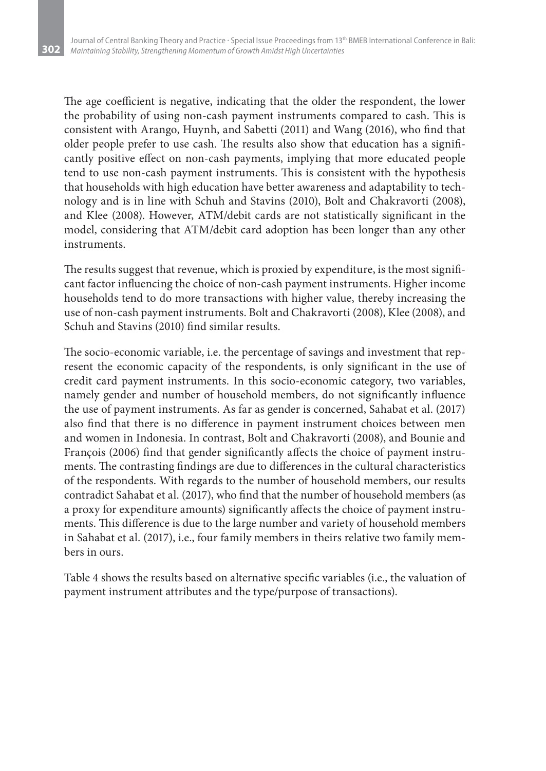The age coefficient is negative, indicating that the older the respondent, the lower the probability of using non-cash payment instruments compared to cash. This is consistent with Arango, Huynh, and Sabetti (2011) and Wang (2016), who find that older people prefer to use cash. The results also show that education has a significantly positive effect on non-cash payments, implying that more educated people tend to use non-cash payment instruments. This is consistent with the hypothesis that households with high education have better awareness and adaptability to technology and is in line with Schuh and Stavins (2010), Bolt and Chakravorti (2008), and Klee (2008). However, ATM/debit cards are not statistically significant in the model, considering that ATM/debit card adoption has been longer than any other instruments.

The results suggest that revenue, which is proxied by expenditure, is the most significant factor influencing the choice of non-cash payment instruments. Higher income households tend to do more transactions with higher value, thereby increasing the use of non-cash payment instruments. Bolt and Chakravorti (2008), Klee (2008), and Schuh and Stavins (2010) find similar results.

The socio-economic variable, i.e. the percentage of savings and investment that represent the economic capacity of the respondents, is only significant in the use of credit card payment instruments. In this socio-economic category, two variables, namely gender and number of household members, do not significantly influence the use of payment instruments. As far as gender is concerned, Sahabat et al. (2017) also find that there is no difference in payment instrument choices between men and women in Indonesia. In contrast, Bolt and Chakravorti (2008), and Bounie and François (2006) find that gender significantly affects the choice of payment instruments. The contrasting findings are due to differences in the cultural characteristics of the respondents. With regards to the number of household members, our results contradict Sahabat et al. (2017), who find that the number of household members (as a proxy for expenditure amounts) significantly affects the choice of payment instruments. This difference is due to the large number and variety of household members in Sahabat et al. (2017), i.e., four family members in theirs relative two family members in ours.

Table 4 shows the results based on alternative specific variables (i.e., the valuation of payment instrument attributes and the type/purpose of transactions).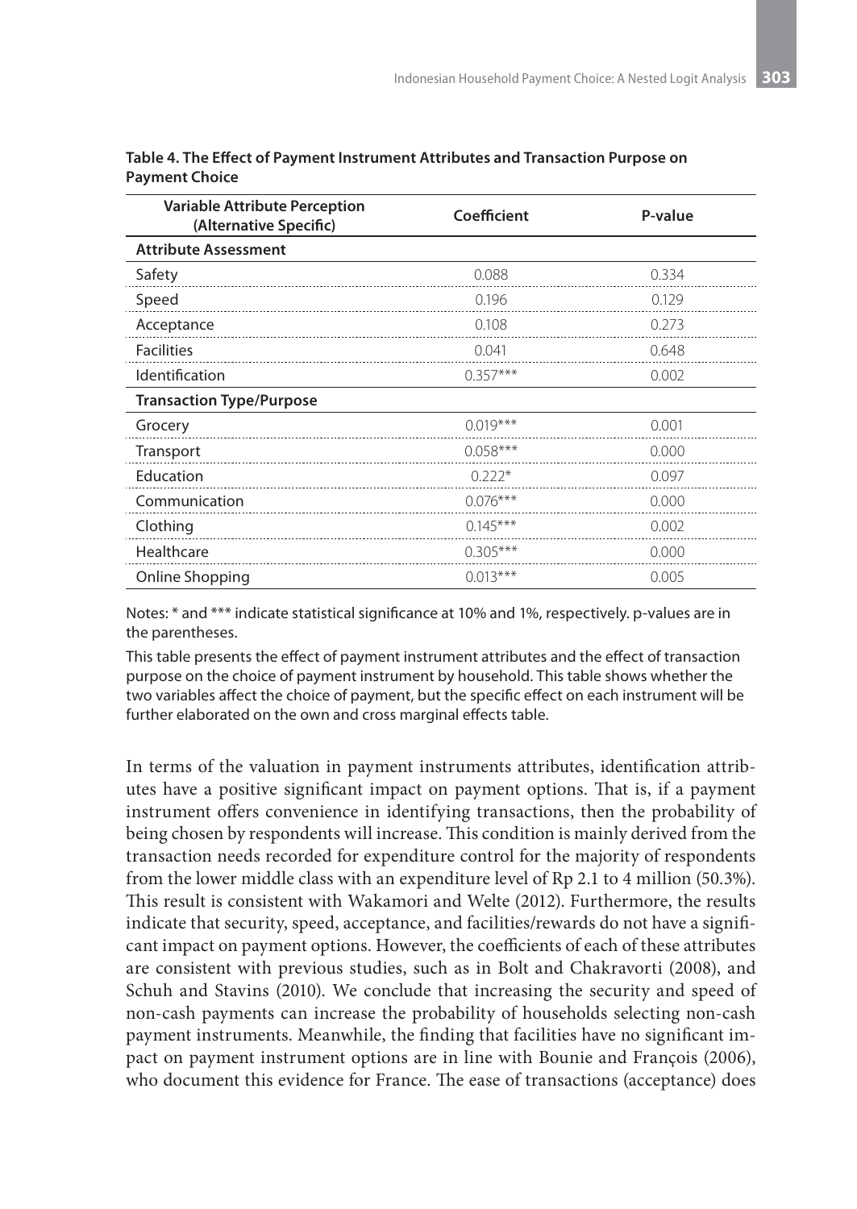**Table 4. The Effect of Payment Instrument Attributes and Transaction Purpose on Payment Choice**

| Variable Attribute Perception (Alternative Specific) | Coefficient | P-value |
|---|---|---|
| **Attribute Assessment** | | |
| Safety | 0.088 | 0.334 |
| Speed | 0.196 | 0.129 |
| Acceptance | 0.108 | 0.273 |
| Facilities | 0.041 | 0.648 |
| Identification | 0.357*** | 0.002 |
| **Transaction Type/Purpose** | | |
| Grocery | 0.019*** | 0.001 |
| Transport | 0.058*** | 0.000 |
| Education | 0.222* | 0.097 |
| Communication | 0.076*** | 0.000 |
| Clothing | 0.145*** | 0.002 |
| Healthcare | 0.305*** | 0.000 |
| Online Shopping | 0.013*** | 0.005 |

Notes: * and *** indicate statistical significance at 10% and 1%, respectively. p-values are in the parentheses.

This table presents the effect of payment instrument attributes and the effect of transaction purpose on the choice of payment instrument by household. This table shows whether the two variables affect the choice of payment, but the specific effect on each instrument will be further elaborated on the own and cross marginal effects table.

In terms of the valuation in payment instruments attributes, identification attributes have a positive significant impact on payment options. That is, if a payment instrument offers convenience in identifying transactions, then the probability of being chosen by respondents will increase. This condition is mainly derived from the transaction needs recorded for expenditure control for the majority of respondents from the lower middle class with an expenditure level of Rp 2.1 to 4 million (50.3%). This result is consistent with Wakamori and Welte (2012). Furthermore, the results indicate that security, speed, acceptance, and facilities/rewards do not have a significant impact on payment options. However, the coefficients of each of these attributes are consistent with previous studies, such as in Bolt and Chakravorti (2008), and Schuh and Stavins (2010). We conclude that increasing the security and speed of non-cash payments can increase the probability of households selecting non-cash payment instruments. Meanwhile, the finding that facilities have no significant impact on payment instrument options are in line with Bounie and François (2006), who document this evidence for France. The ease of transactions (acceptance) does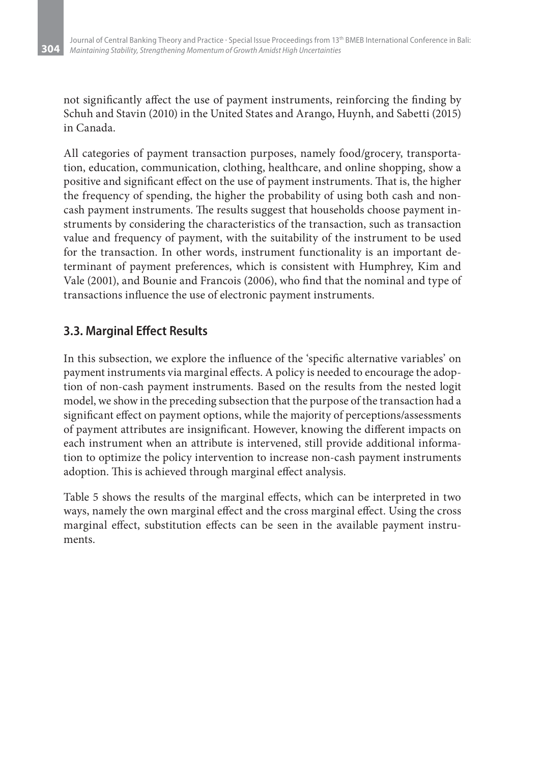not significantly affect the use of payment instruments, reinforcing the finding by Schuh and Stavin (2010) in the United States and Arango, Huynh, and Sabetti (2015) in Canada.

All categories of payment transaction purposes, namely food/grocery, transportation, education, communication, clothing, healthcare, and online shopping, show a positive and significant effect on the use of payment instruments. That is, the higher the frequency of spending, the higher the probability of using both cash and non-cash payment instruments. The results suggest that households choose payment instruments by considering the characteristics of the transaction, such as transaction value and frequency of payment, with the suitability of the instrument to be used for the transaction. In other words, instrument functionality is an important determinant of payment preferences, which is consistent with Humphrey, Kim and Vale (2001), and Bounie and Francois (2006), who find that the nominal and type of transactions influence the use of electronic payment instruments.

## 3.3. Marginal Effect Results

In this subsection, we explore the influence of the 'specific alternative variables' on payment instruments via marginal effects. A policy is needed to encourage the adoption of non-cash payment instruments. Based on the results from the nested logit model, we show in the preceding subsection that the purpose of the transaction had a significant effect on payment options, while the majority of perceptions/assessments of payment attributes are insignificant. However, knowing the different impacts on each instrument when an attribute is intervened, still provide additional information to optimize the policy intervention to increase non-cash payment instruments adoption. This is achieved through marginal effect analysis.

Table 5 shows the results of the marginal effects, which can be interpreted in two ways, namely the own marginal effect and the cross marginal effect. Using the cross marginal effect, substitution effects can be seen in the available payment instruments.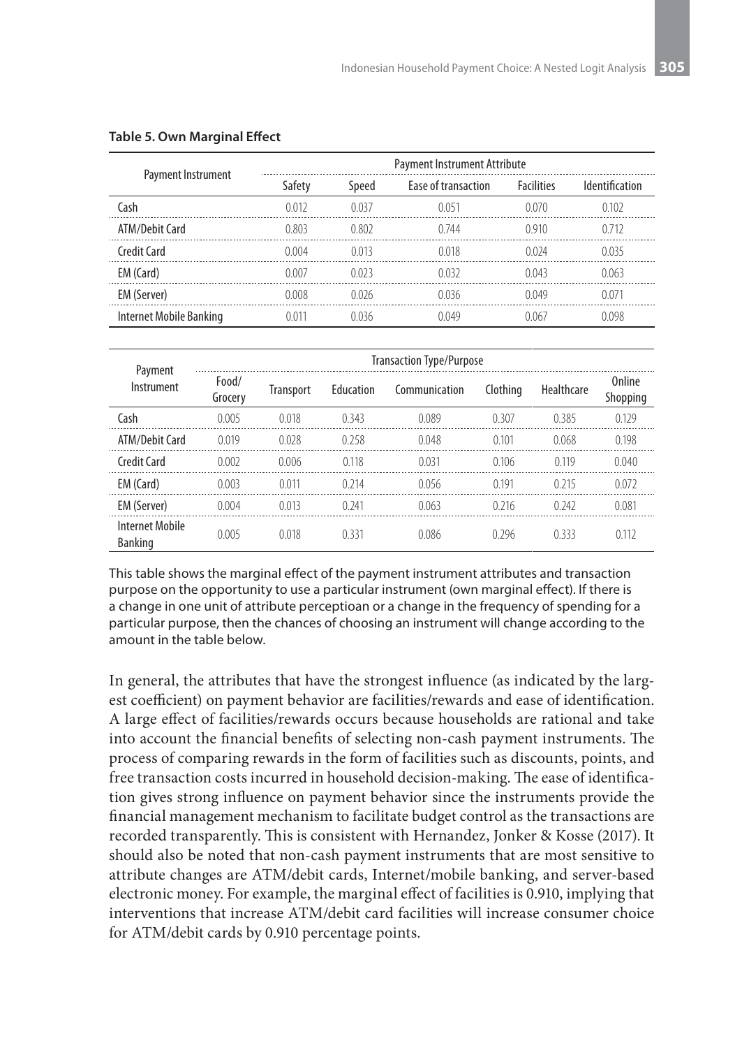**Table 5. Own Marginal Effect**

| Payment Instrument | Payment Instrument Attribute | | | | |
|---|---|---|---|---|---|
| | Safety | Speed | Ease of transaction | Facilities | Identification |
| Cash | 0.012 | 0.037 | 0.051 | 0.070 | 0.102 |
| ATM/Debit Card | 0.803 | 0.802 | 0.744 | 0.910 | 0.712 |
| Credit Card | 0.004 | 0.013 | 0.018 | 0.024 | 0.035 |
| EM (Card) | 0.007 | 0.023 | 0.032 | 0.043 | 0.063 |
| EM (Server) | 0.008 | 0.026 | 0.036 | 0.049 | 0.071 |
| Internet Mobile Banking | 0.011 | 0.036 | 0.049 | 0.067 | 0.098 |

| Payment Instrument | Transaction Type/Purpose | | | | | | |
|---|---|---|---|---|---|---|---|
| | Food/ Grocery | Transport | Education | Communication | Clothing | Healthcare | Online Shopping |
| Cash | 0.005 | 0.018 | 0.343 | 0.089 | 0.307 | 0.385 | 0.129 |
| ATM/Debit Card | 0.019 | 0.028 | 0.258 | 0.048 | 0.101 | 0.068 | 0.198 |
| Credit Card | 0.002 | 0.006 | 0.118 | 0.031 | 0.106 | 0.119 | 0.040 |
| EM (Card) | 0.003 | 0.011 | 0.214 | 0.056 | 0.191 | 0.215 | 0.072 |
| EM (Server) | 0.004 | 0.013 | 0.241 | 0.063 | 0.216 | 0.242 | 0.081 |
| Internet Mobile Banking | 0.005 | 0.018 | 0.331 | 0.086 | 0.296 | 0.333 | 0.112 |

This table shows the marginal effect of the payment instrument attributes and transaction purpose on the opportunity to use a particular instrument (own marginal effect). If there is a change in one unit of attribute perceptioan or a change in the frequency of spending for a particular purpose, then the chances of choosing an instrument will change according to the amount in the table below.

In general, the attributes that have the strongest influence (as indicated by the largest coefficient) on payment behavior are facilities/rewards and ease of identification. A large effect of facilities/rewards occurs because households are rational and take into account the financial benefits of selecting non-cash payment instruments. The process of comparing rewards in the form of facilities such as discounts, points, and free transaction costs incurred in household decision-making. The ease of identification gives strong influence on payment behavior since the instruments provide the financial management mechanism to facilitate budget control as the transactions are recorded transparently. This is consistent with Hernandez, Jonker & Kosse (2017). It should also be noted that non-cash payment instruments that are most sensitive to attribute changes are ATM/debit cards, Internet/mobile banking, and server-based electronic money. For example, the marginal effect of facilities is 0.910, implying that interventions that increase ATM/debit card facilities will increase consumer choice for ATM/debit cards by 0.910 percentage points.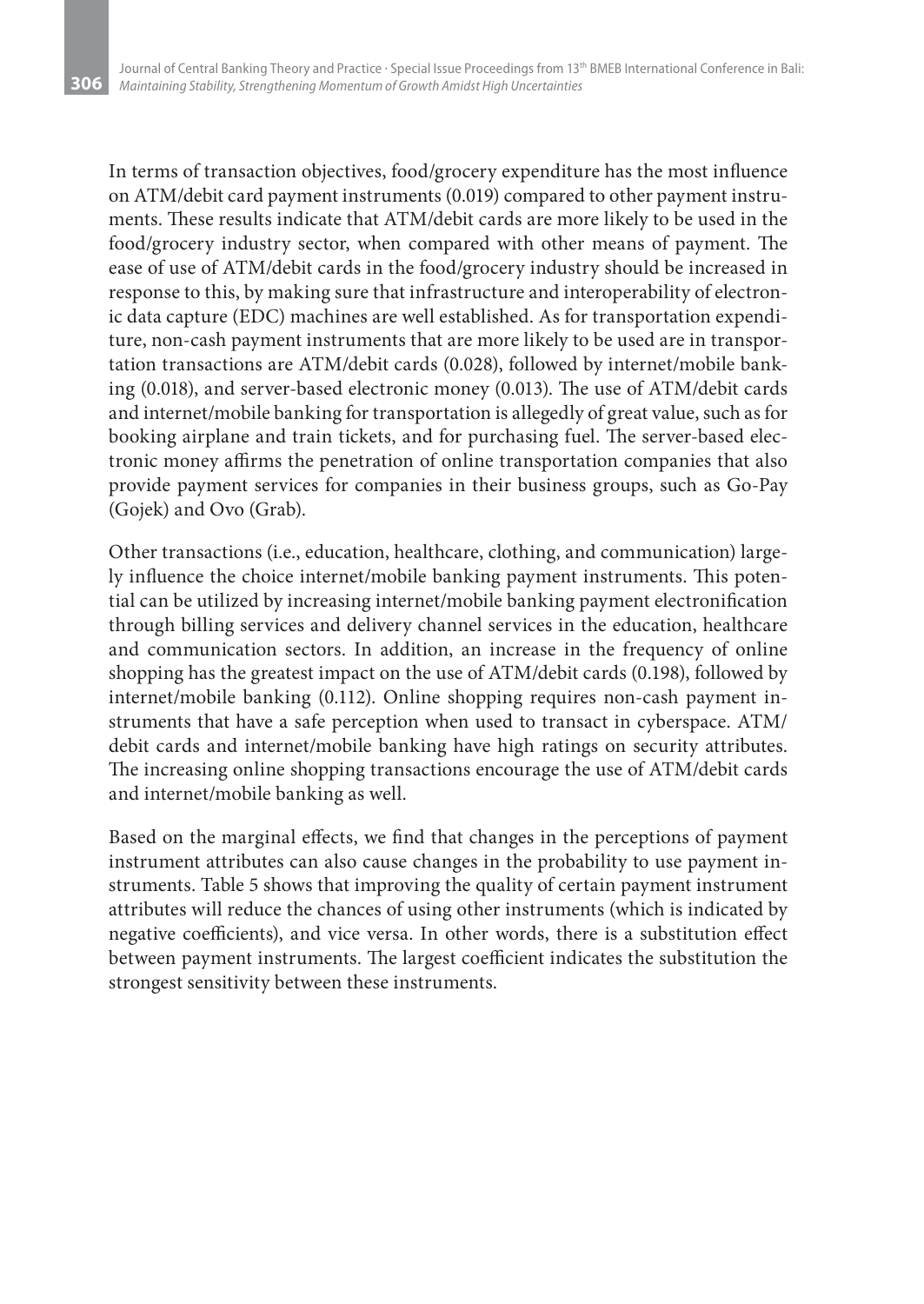In terms of transaction objectives, food/grocery expenditure has the most influence on ATM/debit card payment instruments (0.019) compared to other payment instruments. These results indicate that ATM/debit cards are more likely to be used in the food/grocery industry sector, when compared with other means of payment. The ease of use of ATM/debit cards in the food/grocery industry should be increased in response to this, by making sure that infrastructure and interoperability of electronic data capture (EDC) machines are well established. As for transportation expenditure, non-cash payment instruments that are more likely to be used are in transportation transactions are ATM/debit cards (0.028), followed by internet/mobile banking (0.018), and server-based electronic money (0.013). The use of ATM/debit cards and internet/mobile banking for transportation is allegedly of great value, such as for booking airplane and train tickets, and for purchasing fuel. The server-based electronic money affirms the penetration of online transportation companies that also provide payment services for companies in their business groups, such as Go-Pay (Gojek) and Ovo (Grab).

Other transactions (i.e., education, healthcare, clothing, and communication) largely influence the choice internet/mobile banking payment instruments. This potential can be utilized by increasing internet/mobile banking payment electronification through billing services and delivery channel services in the education, healthcare and communication sectors. In addition, an increase in the frequency of online shopping has the greatest impact on the use of ATM/debit cards (0.198), followed by internet/mobile banking (0.112). Online shopping requires non-cash payment instruments that have a safe perception when used to transact in cyberspace. ATM/debit cards and internet/mobile banking have high ratings on security attributes. The increasing online shopping transactions encourage the use of ATM/debit cards and internet/mobile banking as well.

Based on the marginal effects, we find that changes in the perceptions of payment instrument attributes can also cause changes in the probability to use payment instruments. Table 5 shows that improving the quality of certain payment instrument attributes will reduce the chances of using other instruments (which is indicated by negative coefficients), and vice versa. In other words, there is a substitution effect between payment instruments. The largest coefficient indicates the substitution the strongest sensitivity between these instruments.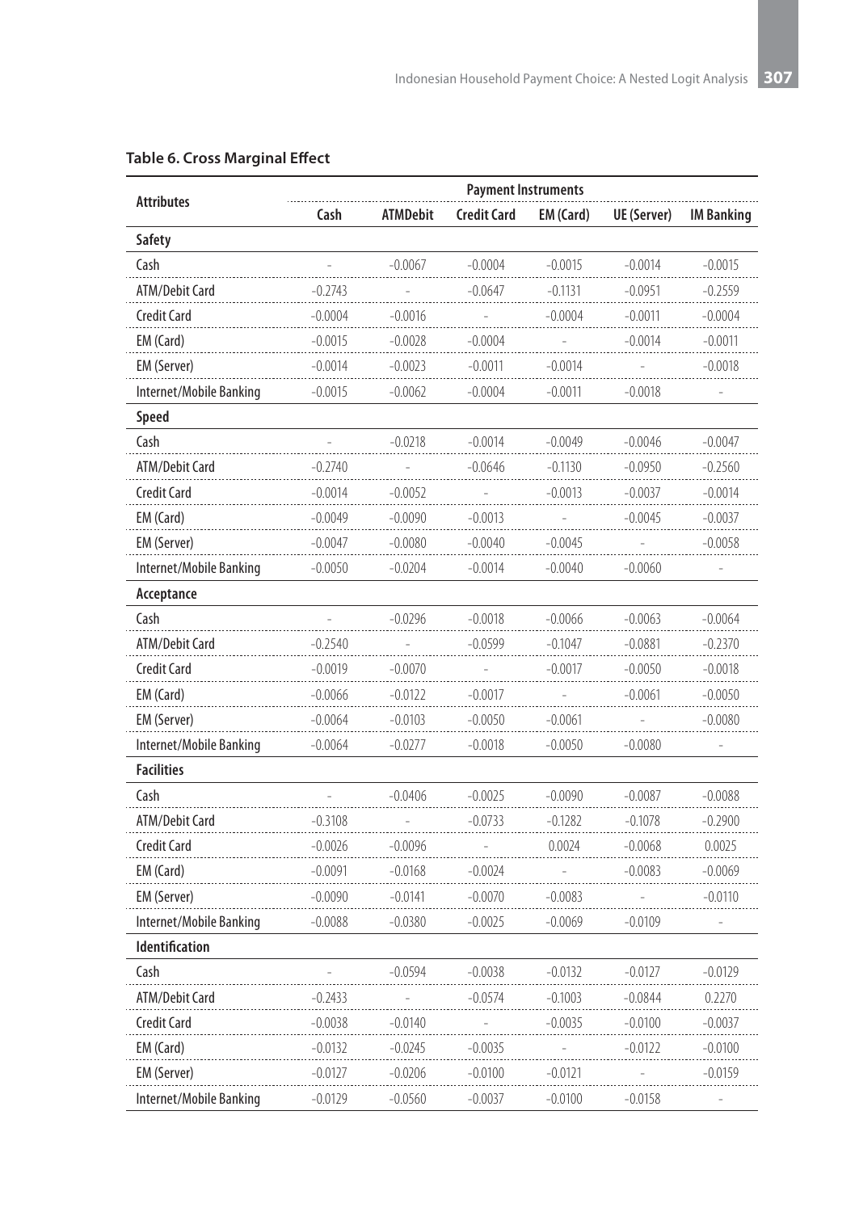**Table 6. Cross Marginal Effect**

| Attributes | Payment Instruments | | | | | |
|---|---|---|---|---|---|---|
| | Cash | ATMDebit | Credit Card | EM (Card) | UE (Server) | IM Banking |
| **Safety** | | | | | | |
| Cash | - | -0.0067 | -0.0004 | -0.0015 | -0.0014 | -0.0015 |
| ATM/Debit Card | -0.2743 | - | -0.0647 | -0.1131 | -0.0951 | -0.2559 |
| Credit Card | -0.0004 | -0.0016 | - | -0.0004 | -0.0011 | -0.0004 |
| EM (Card) | -0.0015 | -0.0028 | -0.0004 | - | -0.0014 | -0.0011 |
| EM (Server) | -0.0014 | -0.0023 | -0.0011 | -0.0014 | - | -0.0018 |
| Internet/Mobile Banking | -0.0015 | -0.0062 | -0.0004 | -0.0011 | -0.0018 | - |
| **Speed** | | | | | | |
| Cash | - | -0.0218 | -0.0014 | -0.0049 | -0.0046 | -0.0047 |
| ATM/Debit Card | -0.2740 | - | -0.0646 | -0.1130 | -0.0950 | -0.2560 |
| Credit Card | -0.0014 | -0.0052 | - | -0.0013 | -0.0037 | -0.0014 |
| EM (Card) | -0.0049 | -0.0090 | -0.0013 | - | -0.0045 | -0.0037 |
| EM (Server) | -0.0047 | -0.0080 | -0.0040 | -0.0045 | - | -0.0058 |
| Internet/Mobile Banking | -0.0050 | -0.0204 | -0.0014 | -0.0040 | -0.0060 | - |
| **Acceptance** | | | | | | |
| Cash | - | -0.0296 | -0.0018 | -0.0066 | -0.0063 | -0.0064 |
| ATM/Debit Card | -0.2540 | - | -0.0599 | -0.1047 | -0.0881 | -0.2370 |
| Credit Card | -0.0019 | -0.0070 | - | -0.0017 | -0.0050 | -0.0018 |
| EM (Card) | -0.0066 | -0.0122 | -0.0017 | - | -0.0061 | -0.0050 |
| EM (Server) | -0.0064 | -0.0103 | -0.0050 | -0.0061 | - | -0.0080 |
| Internet/Mobile Banking | -0.0064 | -0.0277 | -0.0018 | -0.0050 | -0.0080 | - |
| **Facilities** | | | | | | |
| Cash | - | -0.0406 | -0.0025 | -0.0090 | -0.0087 | -0.0088 |
| ATM/Debit Card | -0.3108 | - | -0.0733 | -0.1282 | -0.1078 | -0.2900 |
| Credit Card | -0.0026 | -0.0096 | - | 0.0024 | -0.0068 | 0.0025 |
| EM (Card) | -0.0091 | -0.0168 | -0.0024 | - | -0.0083 | -0.0069 |
| EM (Server) | -0.0090 | -0.0141 | -0.0070 | -0.0083 | - | -0.0110 |
| Internet/Mobile Banking | -0.0088 | -0.0380 | -0.0025 | -0.0069 | -0.0109 | - |
| **Identification** | | | | | | |
| Cash | - | -0.0594 | -0.0038 | -0.0132 | -0.0127 | -0.0129 |
| ATM/Debit Card | -0.2433 | - | -0.0574 | -0.1003 | -0.0844 | 0.2270 |
| Credit Card | -0.0038 | -0.0140 | - | -0.0035 | -0.0100 | -0.0037 |
| EM (Card) | -0.0132 | -0.0245 | -0.0035 | - | -0.0122 | -0.0100 |
| EM (Server) | -0.0127 | -0.0206 | -0.0100 | -0.0121 | - | -0.0159 |
| Internet/Mobile Banking | -0.0129 | -0.0560 | -0.0037 | -0.0100 | -0.0158 | - |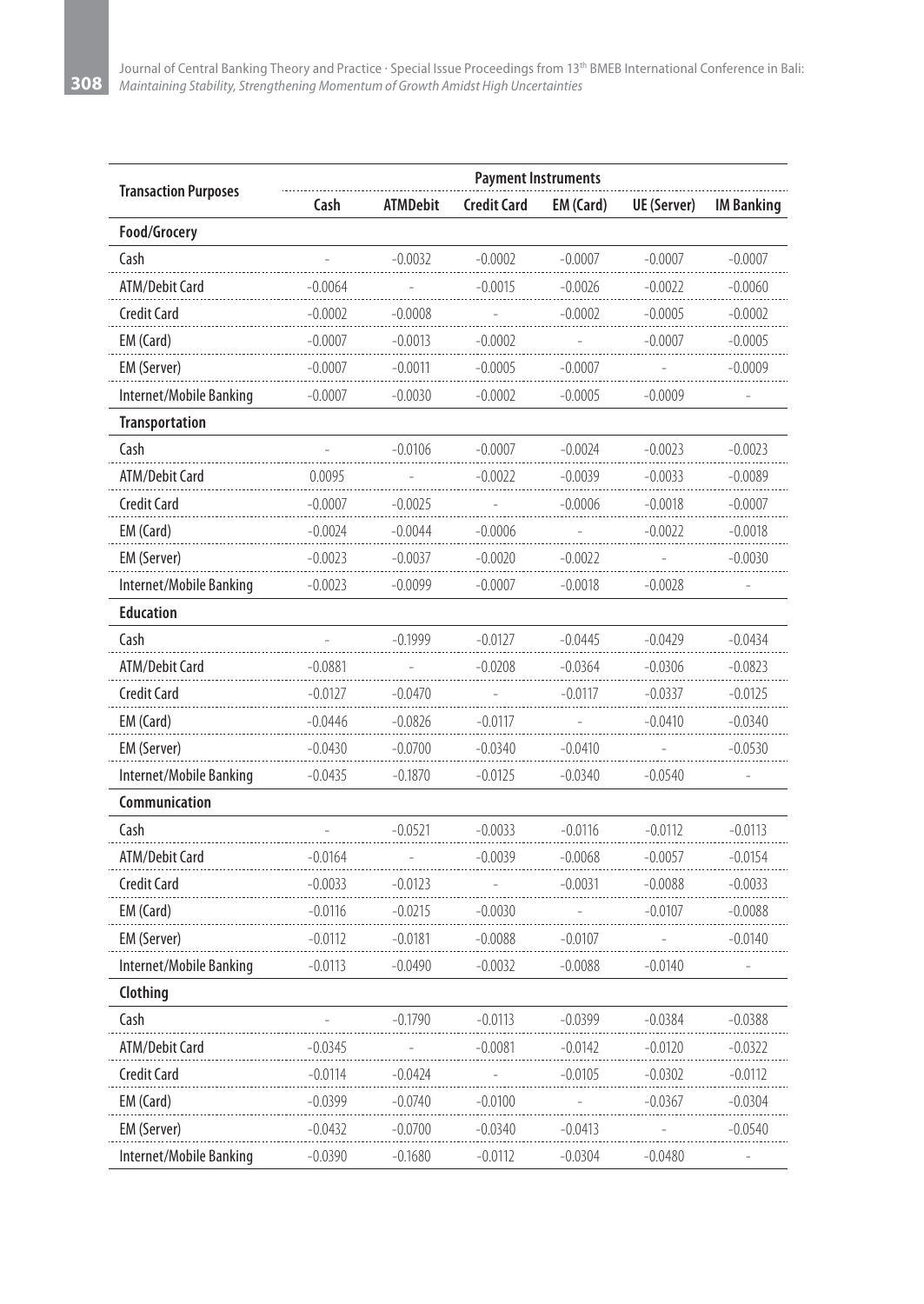| Transaction Purposes | Payment Instruments | | | | | |
|---|---|---|---|---|---|---|
| | Cash | ATMDebit | Credit Card | EM (Card) | UE (Server) | IM Banking |
| **Food/Grocery** | | | | | | |
| Cash | - | -0.0032 | -0.0002 | -0.0007 | -0.0007 | -0.0007 |
| ATM/Debit Card | -0.0064 | - | -0.0015 | -0.0026 | -0.0022 | -0.0060 |
| Credit Card | -0.0002 | -0.0008 | - | -0.0002 | -0.0005 | -0.0002 |
| EM (Card) | -0.0007 | -0.0013 | -0.0002 | - | -0.0007 | -0.0005 |
| EM (Server) | -0.0007 | -0.0011 | -0.0005 | -0.0007 | - | -0.0009 |
| Internet/Mobile Banking | -0.0007 | -0.0030 | -0.0002 | -0.0005 | -0.0009 | - |
| **Transportation** | | | | | | |
| Cash | - | -0.0106 | -0.0007 | -0.0024 | -0.0023 | -0.0023 |
| ATM/Debit Card | 0.0095 | - | -0.0022 | -0.0039 | -0.0033 | -0.0089 |
| Credit Card | -0.0007 | -0.0025 | - | -0.0006 | -0.0018 | -0.0007 |
| EM (Card) | -0.0024 | -0.0044 | -0.0006 | - | -0.0022 | -0.0018 |
| EM (Server) | -0.0023 | -0.0037 | -0.0020 | -0.0022 | - | -0.0030 |
| Internet/Mobile Banking | -0.0023 | -0.0099 | -0.0007 | -0.0018 | -0.0028 | - |
| **Education** | | | | | | |
| Cash | - | -0.1999 | -0.0127 | -0.0445 | -0.0429 | -0.0434 |
| ATM/Debit Card | -0.0881 | - | -0.0208 | -0.0364 | -0.0306 | -0.0823 |
| Credit Card | -0.0127 | -0.0470 | - | -0.0117 | -0.0337 | -0.0125 |
| EM (Card) | -0.0446 | -0.0826 | -0.0117 | - | -0.0410 | -0.0340 |
| EM (Server) | -0.0430 | -0.0700 | -0.0340 | -0.0410 | - | -0.0530 |
| Internet/Mobile Banking | -0.0435 | -0.1870 | -0.0125 | -0.0340 | -0.0540 | - |
| **Communication** | | | | | | |
| Cash | - | -0.0521 | -0.0033 | -0.0116 | -0.0112 | -0.0113 |
| ATM/Debit Card | -0.0164 | - | -0.0039 | -0.0068 | -0.0057 | -0.0154 |
| Credit Card | -0.0033 | -0.0123 | - | -0.0031 | -0.0088 | -0.0033 |
| EM (Card) | -0.0116 | -0.0215 | -0.0030 | - | -0.0107 | -0.0088 |
| EM (Server) | -0.0112 | -0.0181 | -0.0088 | -0.0107 | - | -0.0140 |
| Internet/Mobile Banking | -0.0113 | -0.0490 | -0.0032 | -0.0088 | -0.0140 | - |
| **Clothing** | | | | | | |
| Cash | - | -0.1790 | -0.0113 | -0.0399 | -0.0384 | -0.0388 |
| ATM/Debit Card | -0.0345 | - | -0.0081 | -0.0142 | -0.0120 | -0.0322 |
| Credit Card | -0.0114 | -0.0424 | - | -0.0105 | -0.0302 | -0.0112 |
| EM (Card) | -0.0399 | -0.0740 | -0.0100 | - | -0.0367 | -0.0304 |
| EM (Server) | -0.0432 | -0.0700 | -0.0340 | -0.0413 | - | -0.0540 |
| Internet/Mobile Banking | -0.0390 | -0.1680 | -0.0112 | -0.0304 | -0.0480 | - |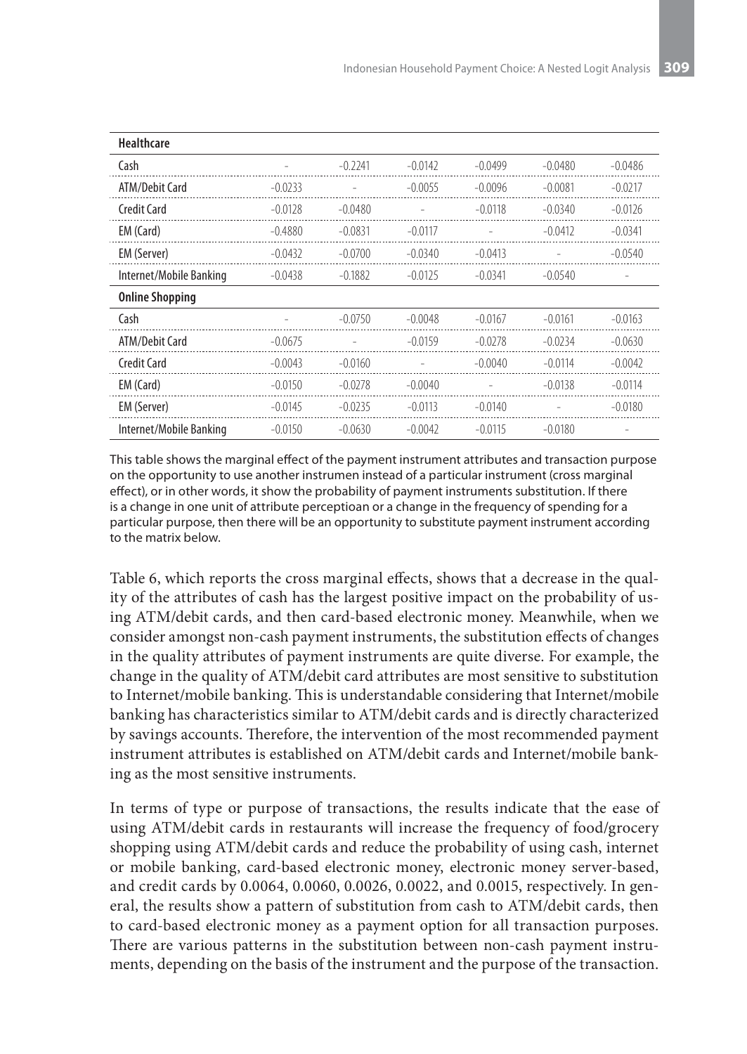| | | | | | | |
|---|---|---|---|---|---|---|
| **Healthcare** | | | | | | |
| Cash | - | −0.2241 | −0.0142 | −0.0499 | −0.0480 | −0.0486 |
| ATM/Debit Card | −0.0233 | - | −0.0055 | −0.0096 | −0.0081 | −0.0217 |
| Credit Card | −0.0128 | −0.0480 | - | −0.0118 | −0.0340 | −0.0126 |
| EM (Card) | −0.4880 | −0.0831 | −0.0117 | - | −0.0412 | −0.0341 |
| EM (Server) | −0.0432 | −0.0700 | −0.0340 | −0.0413 | - | −0.0540 |
| Internet/Mobile Banking | −0.0438 | −0.1882 | −0.0125 | −0.0341 | −0.0540 | - |
| **Online Shopping** | | | | | | |
| Cash | - | −0.0750 | −0.0048 | −0.0167 | −0.0161 | −0.0163 |
| ATM/Debit Card | −0.0675 | - | −0.0159 | −0.0278 | −0.0234 | −0.0630 |
| Credit Card | −0.0043 | −0.0160 | - | −0.0040 | −0.0114 | −0.0042 |
| EM (Card) | −0.0150 | −0.0278 | −0.0040 | - | −0.0138 | −0.0114 |
| EM (Server) | −0.0145 | −0.0235 | −0.0113 | −0.0140 | - | −0.0180 |
| Internet/Mobile Banking | −0.0150 | −0.0630 | −0.0042 | −0.0115 | −0.0180 | - |

This table shows the marginal effect of the payment instrument attributes and transaction purpose on the opportunity to use another instrumen instead of a particular instrument (cross marginal effect), or in other words, it show the probability of payment instruments substitution. If there is a change in one unit of attribute perceptioan or a change in the frequency of spending for a particular purpose, then there will be an opportunity to substitute payment instrument according to the matrix below.

Table 6, which reports the cross marginal effects, shows that a decrease in the quality of the attributes of cash has the largest positive impact on the probability of using ATM/debit cards, and then card-based electronic money. Meanwhile, when we consider amongst non-cash payment instruments, the substitution effects of changes in the quality attributes of payment instruments are quite diverse. For example, the change in the quality of ATM/debit card attributes are most sensitive to substitution to Internet/mobile banking. This is understandable considering that Internet/mobile banking has characteristics similar to ATM/debit cards and is directly characterized by savings accounts. Therefore, the intervention of the most recommended payment instrument attributes is established on ATM/debit cards and Internet/mobile banking as the most sensitive instruments.

In terms of type or purpose of transactions, the results indicate that the ease of using ATM/debit cards in restaurants will increase the frequency of food/grocery shopping using ATM/debit cards and reduce the probability of using cash, internet or mobile banking, card-based electronic money, electronic money server-based, and credit cards by 0.0064, 0.0060, 0.0026, 0.0022, and 0.0015, respectively. In general, the results show a pattern of substitution from cash to ATM/debit cards, then to card-based electronic money as a payment option for all transaction purposes. There are various patterns in the substitution between non-cash payment instruments, depending on the basis of the instrument and the purpose of the transaction.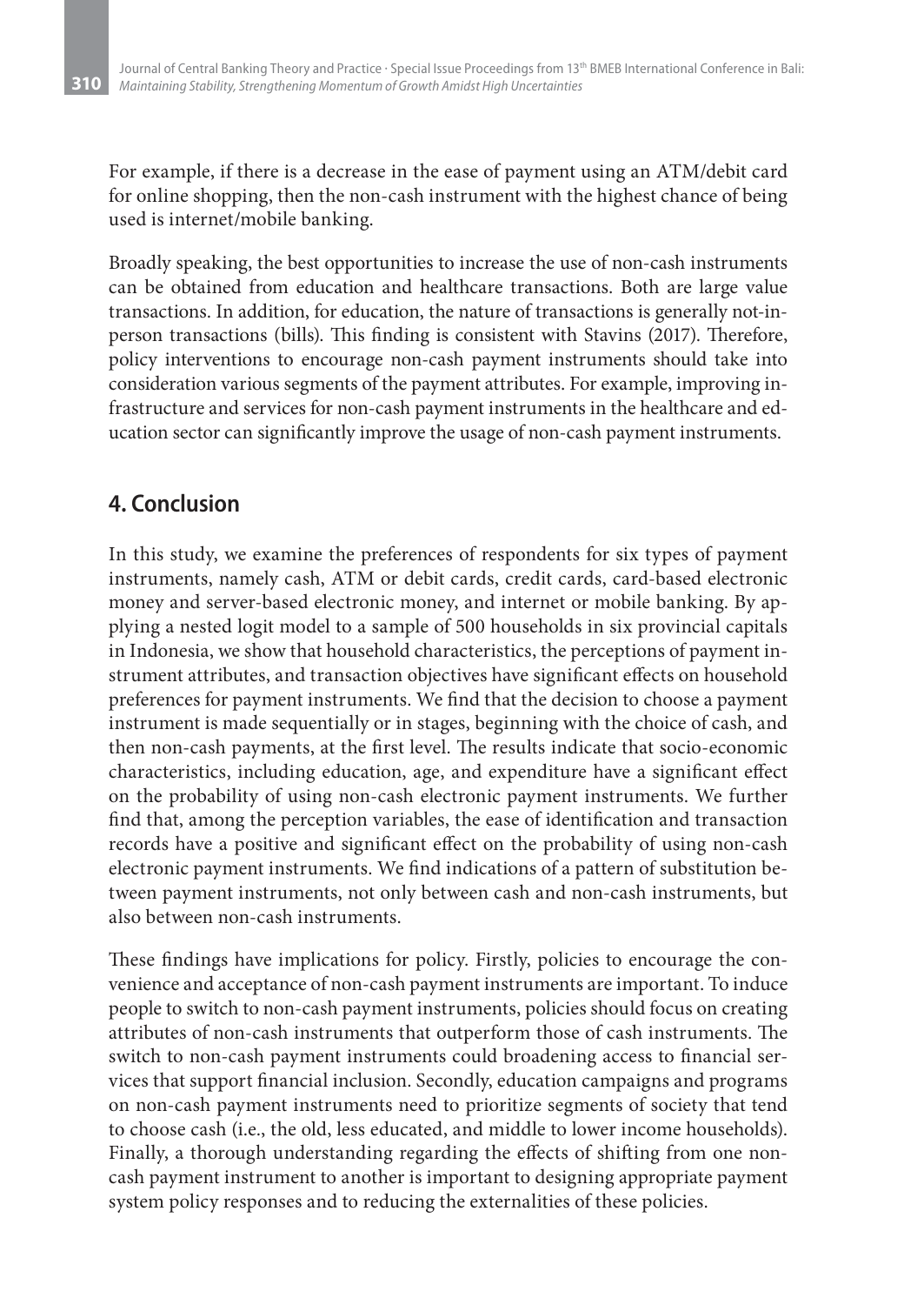For example, if there is a decrease in the ease of payment using an ATM/debit card for online shopping, then the non-cash instrument with the highest chance of being used is internet/mobile banking.

Broadly speaking, the best opportunities to increase the use of non-cash instruments can be obtained from education and healthcare transactions. Both are large value transactions. In addition, for education, the nature of transactions is generally not-in-person transactions (bills). This finding is consistent with Stavins (2017). Therefore, policy interventions to encourage non-cash payment instruments should take into consideration various segments of the payment attributes. For example, improving infrastructure and services for non-cash payment instruments in the healthcare and education sector can significantly improve the usage of non-cash payment instruments.

## 4. Conclusion

In this study, we examine the preferences of respondents for six types of payment instruments, namely cash, ATM or debit cards, credit cards, card-based electronic money and server-based electronic money, and internet or mobile banking. By applying a nested logit model to a sample of 500 households in six provincial capitals in Indonesia, we show that household characteristics, the perceptions of payment instrument attributes, and transaction objectives have significant effects on household preferences for payment instruments. We find that the decision to choose a payment instrument is made sequentially or in stages, beginning with the choice of cash, and then non-cash payments, at the first level. The results indicate that socio-economic characteristics, including education, age, and expenditure have a significant effect on the probability of using non-cash electronic payment instruments. We further find that, among the perception variables, the ease of identification and transaction records have a positive and significant effect on the probability of using non-cash electronic payment instruments. We find indications of a pattern of substitution between payment instruments, not only between cash and non-cash instruments, but also between non-cash instruments.

These findings have implications for policy. Firstly, policies to encourage the convenience and acceptance of non-cash payment instruments are important. To induce people to switch to non-cash payment instruments, policies should focus on creating attributes of non-cash instruments that outperform those of cash instruments. The switch to non-cash payment instruments could broadening access to financial services that support financial inclusion. Secondly, education campaigns and programs on non-cash payment instruments need to prioritize segments of society that tend to choose cash (i.e., the old, less educated, and middle to lower income households). Finally, a thorough understanding regarding the effects of shifting from one non-cash payment instrument to another is important to designing appropriate payment system policy responses and to reducing the externalities of these policies.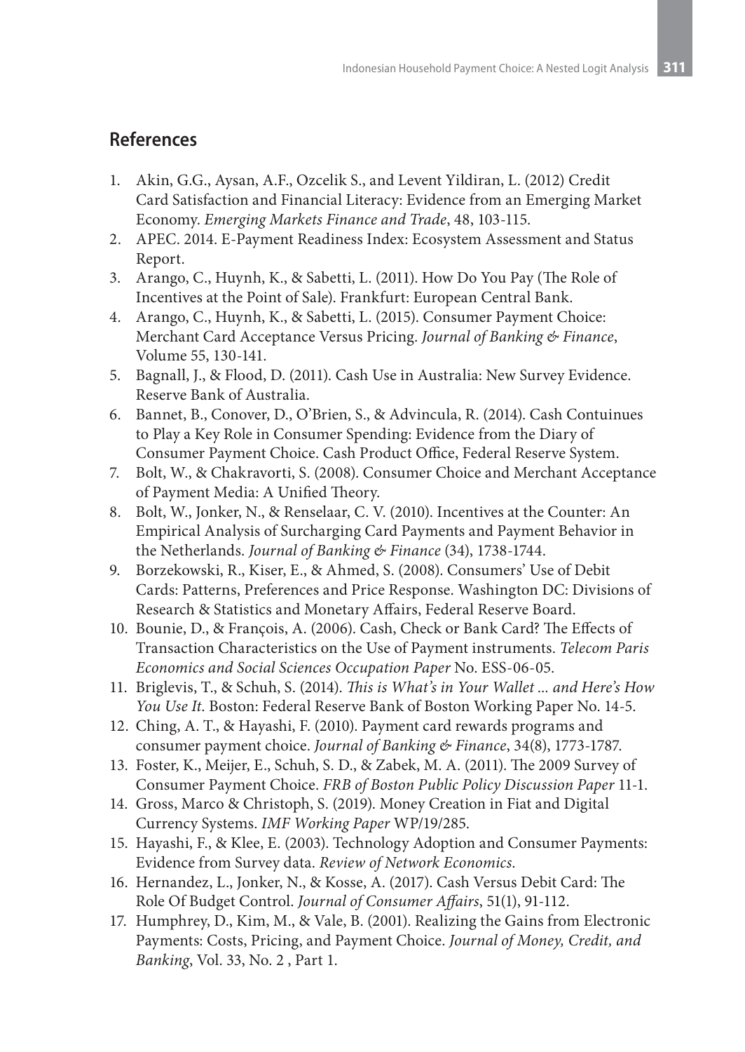## References

1. Akin, G.G., Aysan, A.F., Ozcelik S., and Levent Yildiran, L. (2012) Credit Card Satisfaction and Financial Literacy: Evidence from an Emerging Market Economy. *Emerging Markets Finance and Trade*, 48, 103-115.
2. APEC. 2014. E-Payment Readiness Index: Ecosystem Assessment and Status Report.
3. Arango, C., Huynh, K., & Sabetti, L. (2011). How Do You Pay (The Role of Incentives at the Point of Sale). Frankfurt: European Central Bank.
4. Arango, C., Huynh, K., & Sabetti, L. (2015). Consumer Payment Choice: Merchant Card Acceptance Versus Pricing. *Journal of Banking & Finance*, Volume 55, 130-141.
5. Bagnall, J., & Flood, D. (2011). Cash Use in Australia: New Survey Evidence. Reserve Bank of Australia.
6. Bannet, B., Conover, D., O'Brien, S., & Advincula, R. (2014). Cash Contuinues to Play a Key Role in Consumer Spending: Evidence from the Diary of Consumer Payment Choice. Cash Product Office, Federal Reserve System.
7. Bolt, W., & Chakravorti, S. (2008). Consumer Choice and Merchant Acceptance of Payment Media: A Unified Theory.
8. Bolt, W., Jonker, N., & Renselaar, C. V. (2010). Incentives at the Counter: An Empirical Analysis of Surcharging Card Payments and Payment Behavior in the Netherlands. *Journal of Banking & Finance* (34), 1738-1744.
9. Borzekowski, R., Kiser, E., & Ahmed, S. (2008). Consumers' Use of Debit Cards: Patterns, Preferences and Price Response. Washington DC: Divisions of Research & Statistics and Monetary Affairs, Federal Reserve Board.
10. Bounie, D., & François, A. (2006). Cash, Check or Bank Card? The Effects of Transaction Characteristics on the Use of Payment instruments. *Telecom Paris Economics and Social Sciences Occupation Paper* No. ESS-06-05.
11. Briglevis, T., & Schuh, S. (2014). *This is What's in Your Wallet ... and Here's How You Use It*. Boston: Federal Reserve Bank of Boston Working Paper No. 14-5.
12. Ching, A. T., & Hayashi, F. (2010). Payment card rewards programs and consumer payment choice. *Journal of Banking & Finance*, 34(8), 1773-1787.
13. Foster, K., Meijer, E., Schuh, S. D., & Zabek, M. A. (2011). The 2009 Survey of Consumer Payment Choice. *FRB of Boston Public Policy Discussion Paper* 11-1.
14. Gross, Marco & Christoph, S. (2019). Money Creation in Fiat and Digital Currency Systems. *IMF Working Paper* WP/19/285.
15. Hayashi, F., & Klee, E. (2003). Technology Adoption and Consumer Payments: Evidence from Survey data. *Review of Network Economics*.
16. Hernandez, L., Jonker, N., & Kosse, A. (2017). Cash Versus Debit Card: The Role Of Budget Control. *Journal of Consumer Affairs*, 51(1), 91-112.
17. Humphrey, D., Kim, M., & Vale, B. (2001). Realizing the Gains from Electronic Payments: Costs, Pricing, and Payment Choice. *Journal of Money, Credit, and Banking*, Vol. 33, No. 2 , Part 1.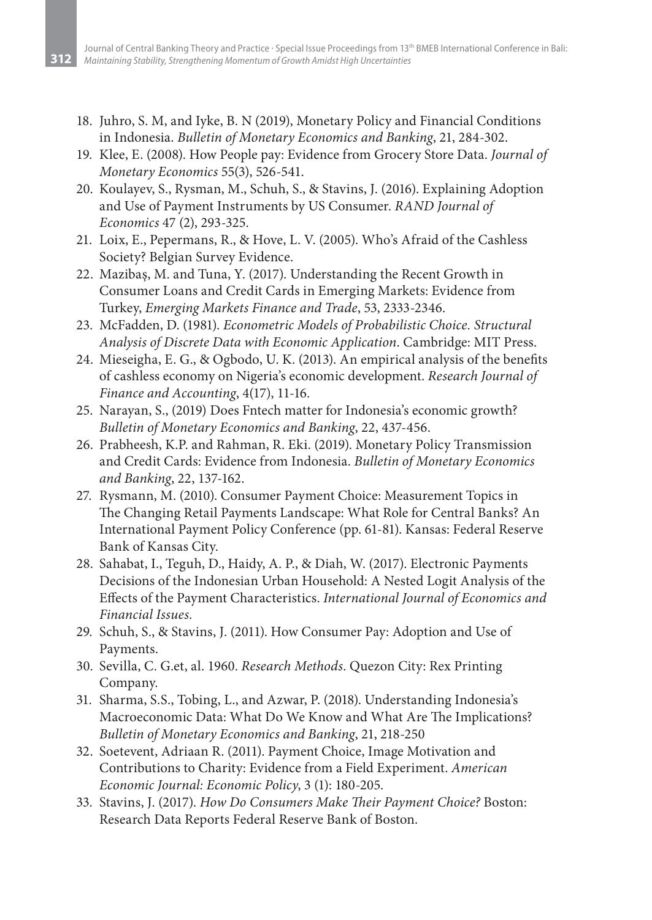18. Juhro, S. M, and Iyke, B. N (2019), Monetary Policy and Financial Conditions in Indonesia. *Bulletin of Monetary Economics and Banking*, 21, 284-302.
19. Klee, E. (2008). How People pay: Evidence from Grocery Store Data. *Journal of Monetary Economics* 55(3), 526-541.
20. Koulayev, S., Rysman, M., Schuh, S., & Stavins, J. (2016). Explaining Adoption and Use of Payment Instruments by US Consumer. *RAND Journal of Economics* 47 (2), 293-325.
21. Loix, E., Pepermans, R., & Hove, L. V. (2005). Who's Afraid of the Cashless Society? Belgian Survey Evidence.
22. Mazibaş, M. and Tuna, Y. (2017). Understanding the Recent Growth in Consumer Loans and Credit Cards in Emerging Markets: Evidence from Turkey, *Emerging Markets Finance and Trade*, 53, 2333-2346.
23. McFadden, D. (1981). *Econometric Models of Probabilistic Choice. Structural Analysis of Discrete Data with Economic Application*. Cambridge: MIT Press.
24. Mieseigha, E. G., & Ogbodo, U. K. (2013). An empirical analysis of the benefits of cashless economy on Nigeria's economic development. *Research Journal of Finance and Accounting*, 4(17), 11-16.
25. Narayan, S., (2019) Does Fntech matter for Indonesia's economic growth? *Bulletin of Monetary Economics and Banking*, 22, 437-456.
26. Prabheesh, K.P. and Rahman, R. Eki. (2019). Monetary Policy Transmission and Credit Cards: Evidence from Indonesia. *Bulletin of Monetary Economics and Banking*, 22, 137-162.
27. Rysmann, M. (2010). Consumer Payment Choice: Measurement Topics in The Changing Retail Payments Landscape: What Role for Central Banks? An International Payment Policy Conference (pp. 61-81). Kansas: Federal Reserve Bank of Kansas City.
28. Sahabat, I., Teguh, D., Haidy, A. P., & Diah, W. (2017). Electronic Payments Decisions of the Indonesian Urban Household: A Nested Logit Analysis of the Effects of the Payment Characteristics. *International Journal of Economics and Financial Issues*.
29. Schuh, S., & Stavins, J. (2011). How Consumer Pay: Adoption and Use of Payments.
30. Sevilla, C. G.et, al. 1960. *Research Methods*. Quezon City: Rex Printing Company.
31. Sharma, S.S., Tobing, L., and Azwar, P. (2018). Understanding Indonesia's Macroeconomic Data: What Do We Know and What Are The Implications? *Bulletin of Monetary Economics and Banking*, 21, 218-250
32. Soetevent, Adriaan R. (2011). Payment Choice, Image Motivation and Contributions to Charity: Evidence from a Field Experiment. *American Economic Journal: Economic Policy*, 3 (1): 180-205.
33. Stavins, J. (2017). *How Do Consumers Make Their Payment Choice?* Boston: Research Data Reports Federal Reserve Bank of Boston.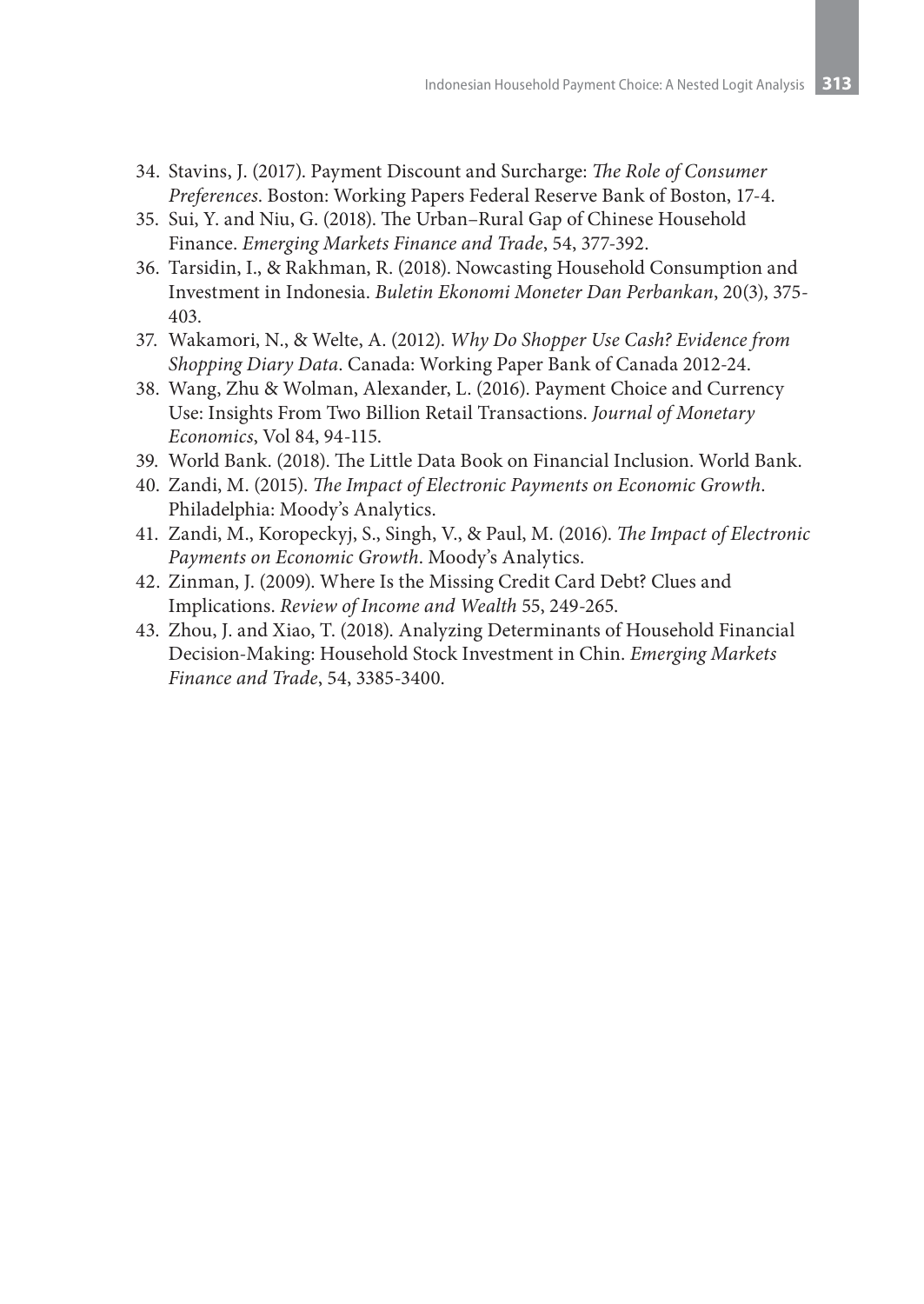34. Stavins, J. (2017). Payment Discount and Surcharge: *The Role of Consumer Preferences*. Boston: Working Papers Federal Reserve Bank of Boston, 17-4.
35. Sui, Y. and Niu, G. (2018). The Urban–Rural Gap of Chinese Household Finance. *Emerging Markets Finance and Trade*, 54, 377-392.
36. Tarsidin, I., & Rakhman, R. (2018). Nowcasting Household Consumption and Investment in Indonesia. *Buletin Ekonomi Moneter Dan Perbankan*, 20(3), 375-403.
37. Wakamori, N., & Welte, A. (2012). *Why Do Shopper Use Cash? Evidence from Shopping Diary Data*. Canada: Working Paper Bank of Canada 2012-24.
38. Wang, Zhu & Wolman, Alexander, L. (2016). Payment Choice and Currency Use: Insights From Two Billion Retail Transactions. *Journal of Monetary Economics*, Vol 84, 94-115.
39. World Bank. (2018). The Little Data Book on Financial Inclusion. World Bank.
40. Zandi, M. (2015). *The Impact of Electronic Payments on Economic Growth*. Philadelphia: Moody's Analytics.
41. Zandi, M., Koropeckyj, S., Singh, V., & Paul, M. (2016). *The Impact of Electronic Payments on Economic Growth*. Moody's Analytics.
42. Zinman, J. (2009). Where Is the Missing Credit Card Debt? Clues and Implications. *Review of Income and Wealth* 55, 249-265.
43. Zhou, J. and Xiao, T. (2018). Analyzing Determinants of Household Financial Decision-Making: Household Stock Investment in Chin. *Emerging Markets Finance and Trade*, 54, 3385-3400.